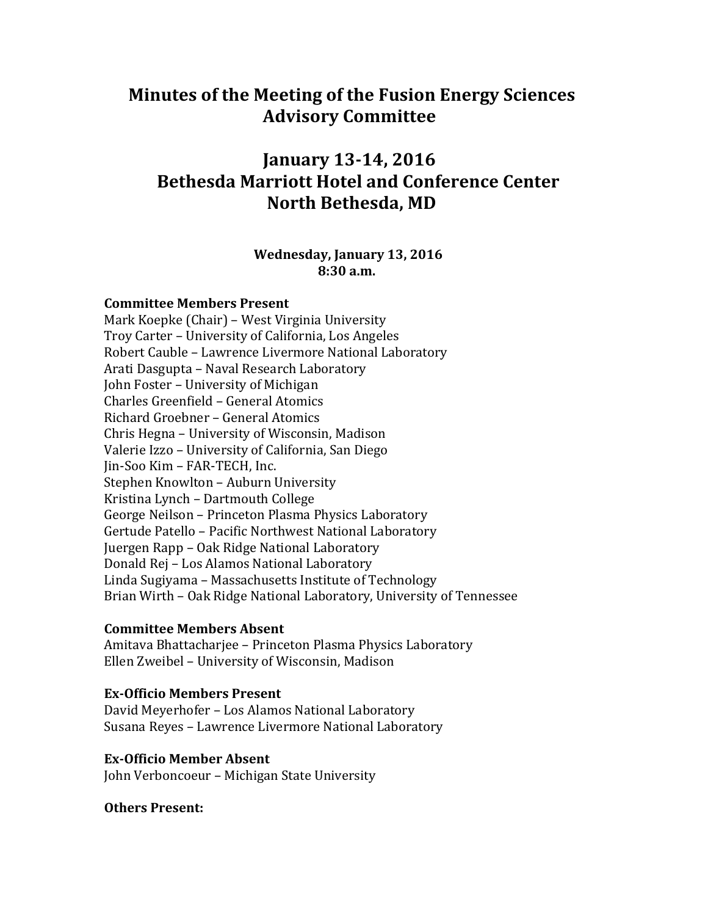# Minutes of the Meeting of the Fusion Energy Sciences Advisory Committee

## January 13-14, 2016
## Bethesda Marriott Hotel and Conference Center
## North Bethesda, MD

**Wednesday, January 13, 2016**
**8:30 a.m.**

**Committee Members Present**
Mark Koepke (Chair) – West Virginia University
Troy Carter – University of California, Los Angeles
Robert Cauble – Lawrence Livermore National Laboratory
Arati Dasgupta – Naval Research Laboratory
John Foster – University of Michigan
Charles Greenfield – General Atomics
Richard Groebner – General Atomics
Chris Hegna – University of Wisconsin, Madison
Valerie Izzo – University of California, San Diego
Jin-Soo Kim – FAR-TECH, Inc.
Stephen Knowlton – Auburn University
Kristina Lynch – Dartmouth College
George Neilson – Princeton Plasma Physics Laboratory
Gertude Patello – Pacific Northwest National Laboratory
Juergen Rapp – Oak Ridge National Laboratory
Donald Rej – Los Alamos National Laboratory
Linda Sugiyama – Massachusetts Institute of Technology
Brian Wirth – Oak Ridge National Laboratory, University of Tennessee

**Committee Members Absent**
Amitava Bhattacharjee – Princeton Plasma Physics Laboratory
Ellen Zweibel – University of Wisconsin, Madison

**Ex-Officio Members Present**
David Meyerhofer – Los Alamos National Laboratory
Susana Reyes – Lawrence Livermore National Laboratory

**Ex-Officio Member Absent**
John Verboncoeur – Michigan State University

**Others Present:**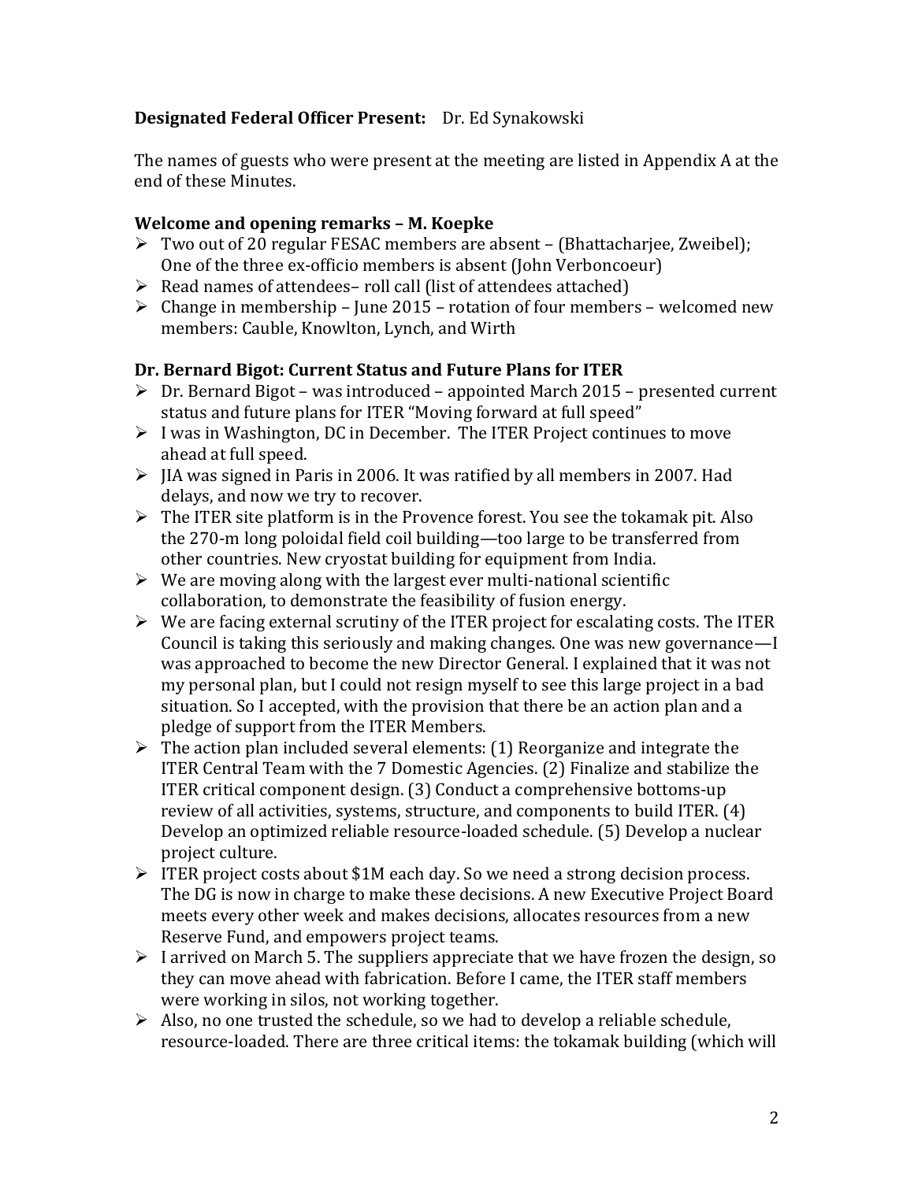**Designated Federal Officer Present:** Dr. Ed Synakowski

The names of guests who were present at the meeting are listed in Appendix A at the end of these Minutes.

**Welcome and opening remarks – M. Koepke**

- Two out of 20 regular FESAC members are absent – (Bhattacharjee, Zweibel); One of the three ex-officio members is absent (John Verboncoeur)
- Read names of attendees– roll call (list of attendees attached)
- Change in membership – June 2015 – rotation of four members – welcomed new members: Cauble, Knowlton, Lynch, and Wirth

**Dr. Bernard Bigot: Current Status and Future Plans for ITER**

- Dr. Bernard Bigot – was introduced – appointed March 2015 – presented current status and future plans for ITER "Moving forward at full speed"
- I was in Washington, DC in December. The ITER Project continues to move ahead at full speed.
- JIA was signed in Paris in 2006. It was ratified by all members in 2007. Had delays, and now we try to recover.
- The ITER site platform is in the Provence forest. You see the tokamak pit. Also the 270-m long poloidal field coil building—too large to be transferred from other countries. New cryostat building for equipment from India.
- We are moving along with the largest ever multi-national scientific collaboration, to demonstrate the feasibility of fusion energy.
- We are facing external scrutiny of the ITER project for escalating costs. The ITER Council is taking this seriously and making changes. One was new governance—I was approached to become the new Director General. I explained that it was not my personal plan, but I could not resign myself to see this large project in a bad situation. So I accepted, with the provision that there be an action plan and a pledge of support from the ITER Members.
- The action plan included several elements: (1) Reorganize and integrate the ITER Central Team with the 7 Domestic Agencies. (2) Finalize and stabilize the ITER critical component design. (3) Conduct a comprehensive bottoms-up review of all activities, systems, structure, and components to build ITER. (4) Develop an optimized reliable resource-loaded schedule. (5) Develop a nuclear project culture.
- ITER project costs about $1M each day. So we need a strong decision process. The DG is now in charge to make these decisions. A new Executive Project Board meets every other week and makes decisions, allocates resources from a new Reserve Fund, and empowers project teams.
- I arrived on March 5. The suppliers appreciate that we have frozen the design, so they can move ahead with fabrication. Before I came, the ITER staff members were working in silos, not working together.
- Also, no one trusted the schedule, so we had to develop a reliable schedule, resource-loaded. There are three critical items: the tokamak building (which will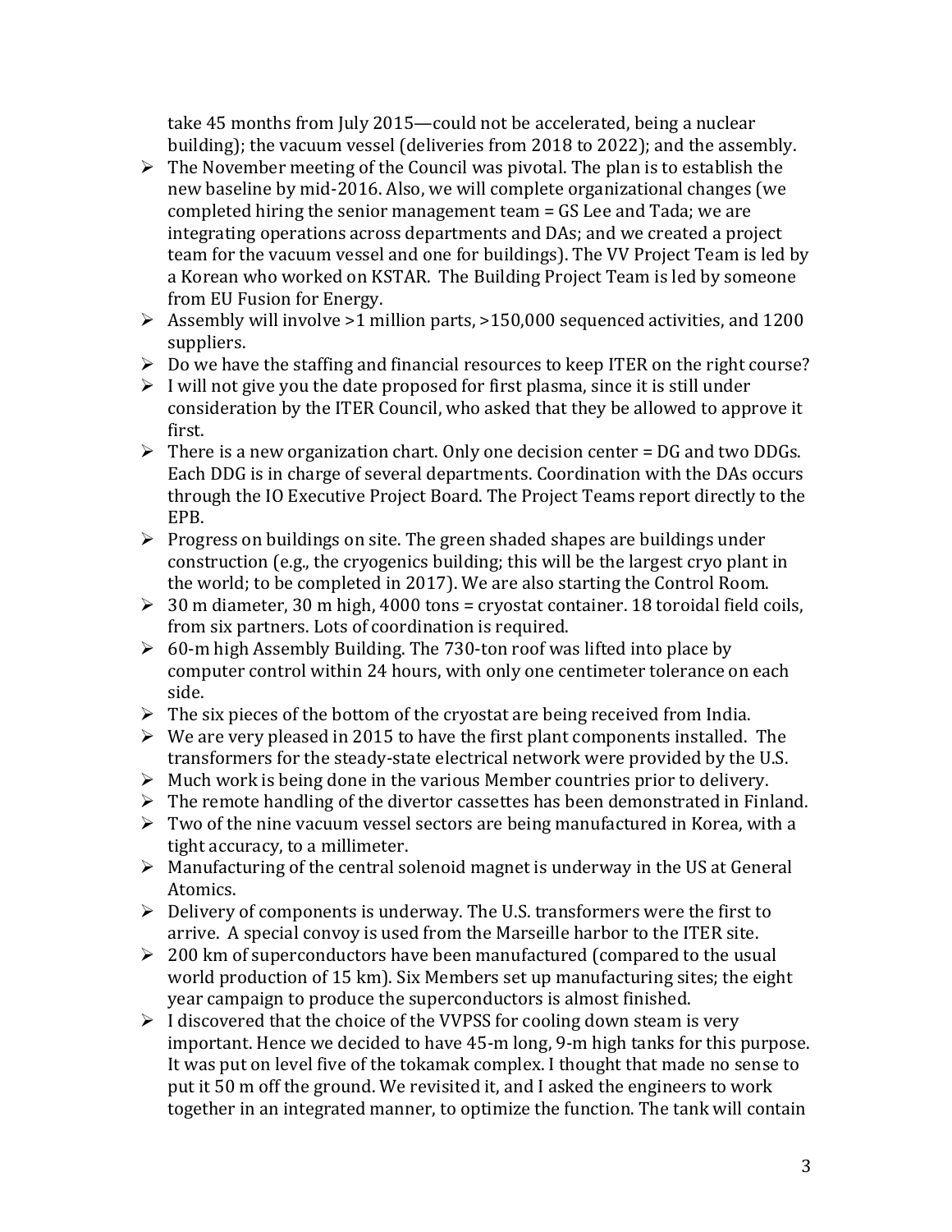take 45 months from July 2015—could not be accelerated, being a nuclear building); the vacuum vessel (deliveries from 2018 to 2022); and the assembly.

- The November meeting of the Council was pivotal. The plan is to establish the new baseline by mid-2016. Also, we will complete organizational changes (we completed hiring the senior management team = GS Lee and Tada; we are integrating operations across departments and DAs; and we created a project team for the vacuum vessel and one for buildings). The VV Project Team is led by a Korean who worked on KSTAR. The Building Project Team is led by someone from EU Fusion for Energy.
- Assembly will involve >1 million parts, >150,000 sequenced activities, and 1200 suppliers.
- Do we have the staffing and financial resources to keep ITER on the right course?
- I will not give you the date proposed for first plasma, since it is still under consideration by the ITER Council, who asked that they be allowed to approve it first.
- There is a new organization chart. Only one decision center = DG and two DDGs. Each DDG is in charge of several departments. Coordination with the DAs occurs through the IO Executive Project Board. The Project Teams report directly to the EPB.
- Progress on buildings on site. The green shaded shapes are buildings under construction (e.g., the cryogenics building; this will be the largest cryo plant in the world; to be completed in 2017). We are also starting the Control Room.
- 30 m diameter, 30 m high, 4000 tons = cryostat container. 18 toroidal field coils, from six partners. Lots of coordination is required.
- 60-m high Assembly Building. The 730-ton roof was lifted into place by computer control within 24 hours, with only one centimeter tolerance on each side.
- The six pieces of the bottom of the cryostat are being received from India.
- We are very pleased in 2015 to have the first plant components installed. The transformers for the steady-state electrical network were provided by the U.S.
- Much work is being done in the various Member countries prior to delivery.
- The remote handling of the divertor cassettes has been demonstrated in Finland.
- Two of the nine vacuum vessel sectors are being manufactured in Korea, with a tight accuracy, to a millimeter.
- Manufacturing of the central solenoid magnet is underway in the US at General Atomics.
- Delivery of components is underway. The U.S. transformers were the first to arrive. A special convoy is used from the Marseille harbor to the ITER site.
- 200 km of superconductors have been manufactured (compared to the usual world production of 15 km). Six Members set up manufacturing sites; the eight year campaign to produce the superconductors is almost finished.
- I discovered that the choice of the VVPSS for cooling down steam is very important. Hence we decided to have 45-m long, 9-m high tanks for this purpose. It was put on level five of the tokamak complex. I thought that made no sense to put it 50 m off the ground. We revisited it, and I asked the engineers to work together in an integrated manner, to optimize the function. The tank will contain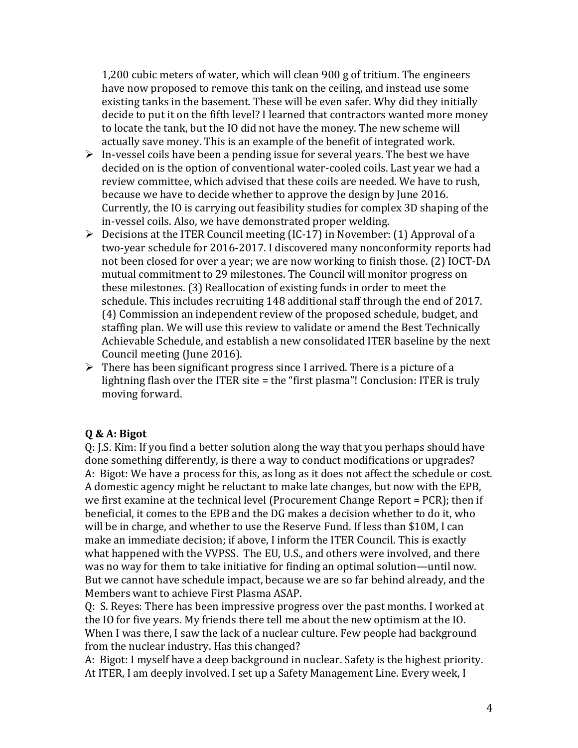1,200 cubic meters of water, which will clean 900 g of tritium. The engineers have now proposed to remove this tank on the ceiling, and instead use some existing tanks in the basement. These will be even safer. Why did they initially decide to put it on the fifth level? I learned that contractors wanted more money to locate the tank, but the IO did not have the money. The new scheme will actually save money. This is an example of the benefit of integrated work.

- In-vessel coils have been a pending issue for several years. The best we have decided on is the option of conventional water-cooled coils. Last year we had a review committee, which advised that these coils are needed. We have to rush, because we have to decide whether to approve the design by June 2016. Currently, the IO is carrying out feasibility studies for complex 3D shaping of the in-vessel coils. Also, we have demonstrated proper welding.
- Decisions at the ITER Council meeting (IC-17) in November: (1) Approval of a two-year schedule for 2016-2017. I discovered many nonconformity reports had not been closed for over a year; we are now working to finish those. (2) IOCT-DA mutual commitment to 29 milestones. The Council will monitor progress on these milestones. (3) Reallocation of existing funds in order to meet the schedule. This includes recruiting 148 additional staff through the end of 2017. (4) Commission an independent review of the proposed schedule, budget, and staffing plan. We will use this review to validate or amend the Best Technically Achievable Schedule, and establish a new consolidated ITER baseline by the next Council meeting (June 2016).
- There has been significant progress since I arrived. There is a picture of a lightning flash over the ITER site = the "first plasma"! Conclusion: ITER is truly moving forward.

**Q & A: Bigot**

Q: J.S. Kim: If you find a better solution along the way that you perhaps should have done something differently, is there a way to conduct modifications or upgrades?

A: Bigot: We have a process for this, as long as it does not affect the schedule or cost. A domestic agency might be reluctant to make late changes, but now with the EPB, we first examine at the technical level (Procurement Change Report = PCR); then if beneficial, it comes to the EPB and the DG makes a decision whether to do it, who will be in charge, and whether to use the Reserve Fund. If less than \$10M, I can make an immediate decision; if above, I inform the ITER Council. This is exactly what happened with the VVPSS. The EU, U.S., and others were involved, and there was no way for them to take initiative for finding an optimal solution—until now. But we cannot have schedule impact, because we are so far behind already, and the Members want to achieve First Plasma ASAP.

Q: S. Reyes: There has been impressive progress over the past months. I worked at the IO for five years. My friends there tell me about the new optimism at the IO. When I was there, I saw the lack of a nuclear culture. Few people had background from the nuclear industry. Has this changed?

A: Bigot: I myself have a deep background in nuclear. Safety is the highest priority. At ITER, I am deeply involved. I set up a Safety Management Line. Every week, I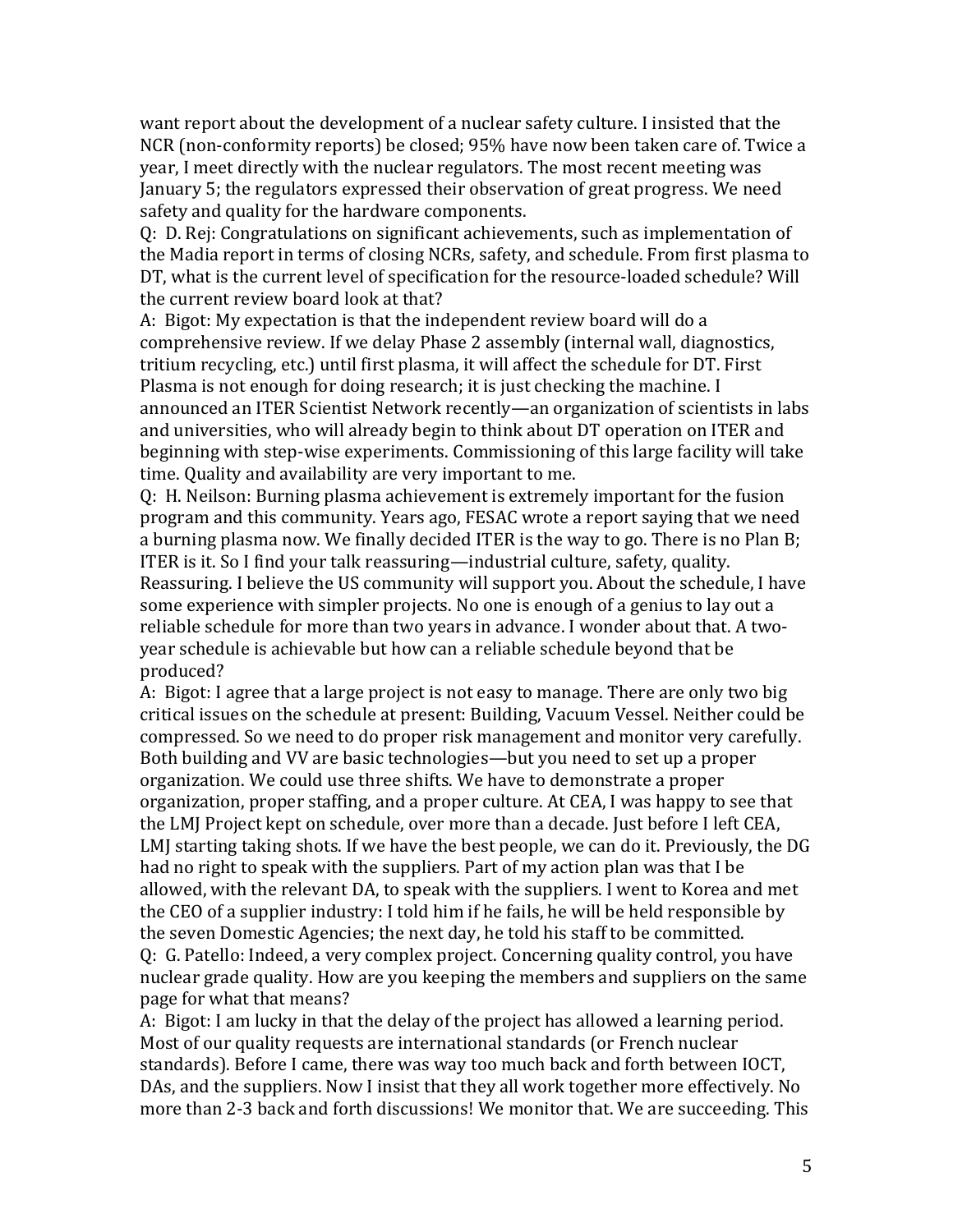want report about the development of a nuclear safety culture. I insisted that the NCR (non-conformity reports) be closed; 95% have now been taken care of. Twice a year, I meet directly with the nuclear regulators. The most recent meeting was January 5; the regulators expressed their observation of great progress. We need safety and quality for the hardware components.

Q: D. Rej: Congratulations on significant achievements, such as implementation of the Madia report in terms of closing NCRs, safety, and schedule. From first plasma to DT, what is the current level of specification for the resource-loaded schedule? Will the current review board look at that?

A: Bigot: My expectation is that the independent review board will do a comprehensive review. If we delay Phase 2 assembly (internal wall, diagnostics, tritium recycling, etc.) until first plasma, it will affect the schedule for DT. First Plasma is not enough for doing research; it is just checking the machine. I announced an ITER Scientist Network recently—an organization of scientists in labs and universities, who will already begin to think about DT operation on ITER and beginning with step-wise experiments. Commissioning of this large facility will take time. Quality and availability are very important to me.

Q: H. Neilson: Burning plasma achievement is extremely important for the fusion program and this community. Years ago, FESAC wrote a report saying that we need a burning plasma now. We finally decided ITER is the way to go. There is no Plan B; ITER is it. So I find your talk reassuring—industrial culture, safety, quality. Reassuring. I believe the US community will support you. About the schedule, I have some experience with simpler projects. No one is enough of a genius to lay out a reliable schedule for more than two years in advance. I wonder about that. A two-year schedule is achievable but how can a reliable schedule beyond that be produced?

A: Bigot: I agree that a large project is not easy to manage. There are only two big critical issues on the schedule at present: Building, Vacuum Vessel. Neither could be compressed. So we need to do proper risk management and monitor very carefully. Both building and VV are basic technologies—but you need to set up a proper organization. We could use three shifts. We have to demonstrate a proper organization, proper staffing, and a proper culture. At CEA, I was happy to see that the LMJ Project kept on schedule, over more than a decade. Just before I left CEA, LMJ starting taking shots. If we have the best people, we can do it. Previously, the DG had no right to speak with the suppliers. Part of my action plan was that I be allowed, with the relevant DA, to speak with the suppliers. I went to Korea and met the CEO of a supplier industry: I told him if he fails, he will be held responsible by the seven Domestic Agencies; the next day, he told his staff to be committed.

Q: G. Patello: Indeed, a very complex project. Concerning quality control, you have nuclear grade quality. How are you keeping the members and suppliers on the same page for what that means?

A: Bigot: I am lucky in that the delay of the project has allowed a learning period. Most of our quality requests are international standards (or French nuclear standards). Before I came, there was way too much back and forth between IOCT, DAs, and the suppliers. Now I insist that they all work together more effectively. No more than 2-3 back and forth discussions! We monitor that. We are succeeding. This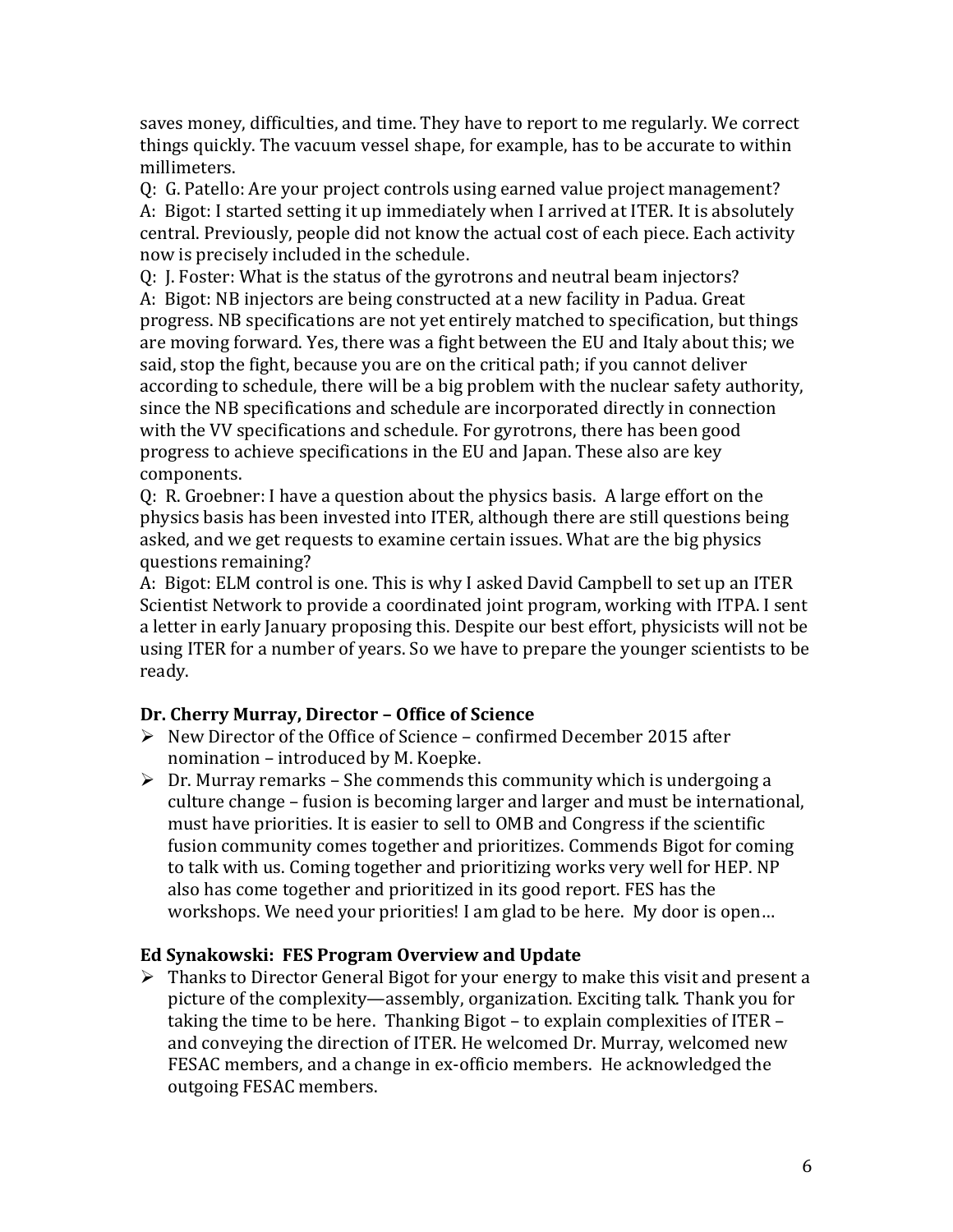saves money, difficulties, and time. They have to report to me regularly. We correct things quickly. The vacuum vessel shape, for example, has to be accurate to within millimeters.

Q: G. Patello: Are your project controls using earned value project management?
A: Bigot: I started setting it up immediately when I arrived at ITER. It is absolutely central. Previously, people did not know the actual cost of each piece. Each activity now is precisely included in the schedule.

Q: J. Foster: What is the status of the gyrotrons and neutral beam injectors?
A: Bigot: NB injectors are being constructed at a new facility in Padua. Great progress. NB specifications are not yet entirely matched to specification, but things are moving forward. Yes, there was a fight between the EU and Italy about this; we said, stop the fight, because you are on the critical path; if you cannot deliver according to schedule, there will be a big problem with the nuclear safety authority, since the NB specifications and schedule are incorporated directly in connection with the VV specifications and schedule. For gyrotrons, there has been good progress to achieve specifications in the EU and Japan. These also are key components.

Q: R. Groebner: I have a question about the physics basis. A large effort on the physics basis has been invested into ITER, although there are still questions being asked, and we get requests to examine certain issues. What are the big physics questions remaining?
A: Bigot: ELM control is one. This is why I asked David Campbell to set up an ITER Scientist Network to provide a coordinated joint program, working with ITPA. I sent a letter in early January proposing this. Despite our best effort, physicists will not be using ITER for a number of years. So we have to prepare the younger scientists to be ready.

**Dr. Cherry Murray, Director – Office of Science**

- New Director of the Office of Science – confirmed December 2015 after nomination – introduced by M. Koepke.
- Dr. Murray remarks – She commends this community which is undergoing a culture change – fusion is becoming larger and larger and must be international, must have priorities. It is easier to sell to OMB and Congress if the scientific fusion community comes together and prioritizes. Commends Bigot for coming to talk with us. Coming together and prioritizing works very well for HEP. NP also has come together and prioritized in its good report. FES has the workshops. We need your priorities! I am glad to be here. My door is open…

**Ed Synakowski: FES Program Overview and Update**

- Thanks to Director General Bigot for your energy to make this visit and present a picture of the complexity—assembly, organization. Exciting talk. Thank you for taking the time to be here. Thanking Bigot – to explain complexities of ITER – and conveying the direction of ITER. He welcomed Dr. Murray, welcomed new FESAC members, and a change in ex-officio members. He acknowledged the outgoing FESAC members.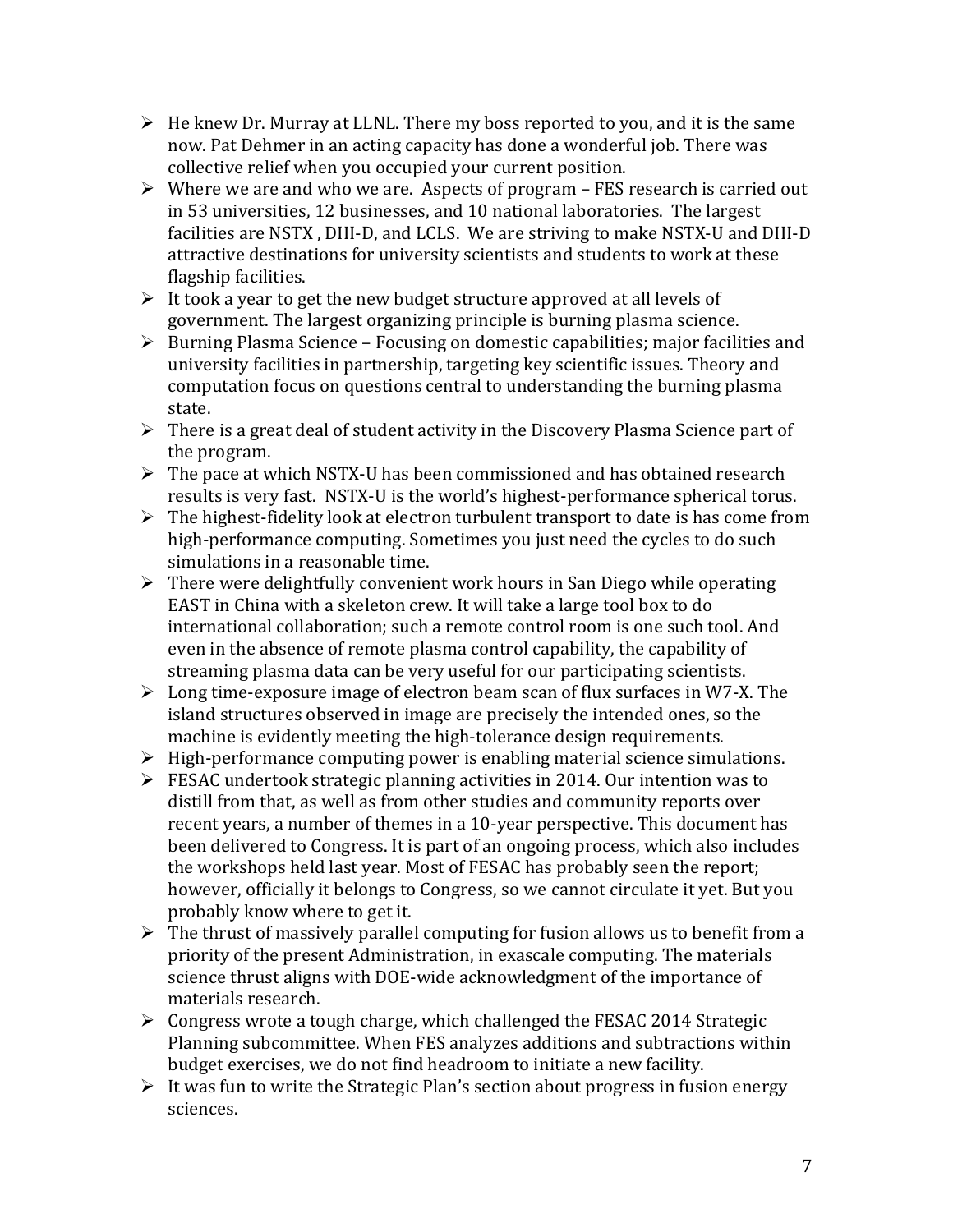- He knew Dr. Murray at LLNL. There my boss reported to you, and it is the same now. Pat Dehmer in an acting capacity has done a wonderful job. There was collective relief when you occupied your current position.
- Where we are and who we are. Aspects of program – FES research is carried out in 53 universities, 12 businesses, and 10 national laboratories. The largest facilities are NSTX , DIII-D, and LCLS. We are striving to make NSTX-U and DIII-D attractive destinations for university scientists and students to work at these flagship facilities.
- It took a year to get the new budget structure approved at all levels of government. The largest organizing principle is burning plasma science.
- Burning Plasma Science – Focusing on domestic capabilities; major facilities and university facilities in partnership, targeting key scientific issues. Theory and computation focus on questions central to understanding the burning plasma state.
- There is a great deal of student activity in the Discovery Plasma Science part of the program.
- The pace at which NSTX-U has been commissioned and has obtained research results is very fast. NSTX-U is the world's highest-performance spherical torus.
- The highest-fidelity look at electron turbulent transport to date is has come from high-performance computing. Sometimes you just need the cycles to do such simulations in a reasonable time.
- There were delightfully convenient work hours in San Diego while operating EAST in China with a skeleton crew. It will take a large tool box to do international collaboration; such a remote control room is one such tool. And even in the absence of remote plasma control capability, the capability of streaming plasma data can be very useful for our participating scientists.
- Long time-exposure image of electron beam scan of flux surfaces in W7-X. The island structures observed in image are precisely the intended ones, so the machine is evidently meeting the high-tolerance design requirements.
- High-performance computing power is enabling material science simulations.
- FESAC undertook strategic planning activities in 2014. Our intention was to distill from that, as well as from other studies and community reports over recent years, a number of themes in a 10-year perspective. This document has been delivered to Congress. It is part of an ongoing process, which also includes the workshops held last year. Most of FESAC has probably seen the report; however, officially it belongs to Congress, so we cannot circulate it yet. But you probably know where to get it.
- The thrust of massively parallel computing for fusion allows us to benefit from a priority of the present Administration, in exascale computing. The materials science thrust aligns with DOE-wide acknowledgment of the importance of materials research.
- Congress wrote a tough charge, which challenged the FESAC 2014 Strategic Planning subcommittee. When FES analyzes additions and subtractions within budget exercises, we do not find headroom to initiate a new facility.
- It was fun to write the Strategic Plan's section about progress in fusion energy sciences.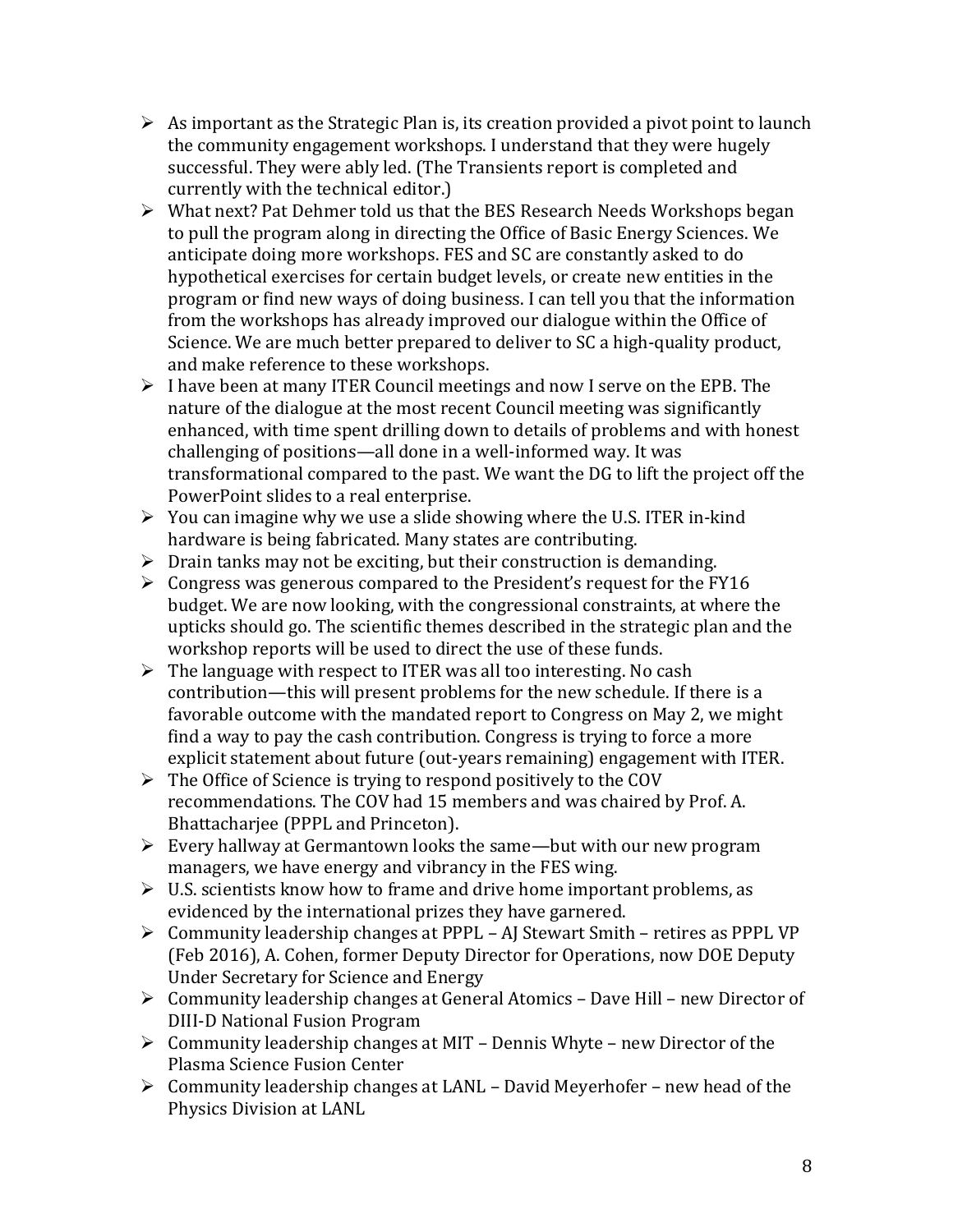- As important as the Strategic Plan is, its creation provided a pivot point to launch the community engagement workshops. I understand that they were hugely successful. They were ably led. (The Transients report is completed and currently with the technical editor.)
- What next? Pat Dehmer told us that the BES Research Needs Workshops began to pull the program along in directing the Office of Basic Energy Sciences. We anticipate doing more workshops. FES and SC are constantly asked to do hypothetical exercises for certain budget levels, or create new entities in the program or find new ways of doing business. I can tell you that the information from the workshops has already improved our dialogue within the Office of Science. We are much better prepared to deliver to SC a high-quality product, and make reference to these workshops.
- I have been at many ITER Council meetings and now I serve on the EPB. The nature of the dialogue at the most recent Council meeting was significantly enhanced, with time spent drilling down to details of problems and with honest challenging of positions—all done in a well-informed way. It was transformational compared to the past. We want the DG to lift the project off the PowerPoint slides to a real enterprise.
- You can imagine why we use a slide showing where the U.S. ITER in-kind hardware is being fabricated. Many states are contributing.
- Drain tanks may not be exciting, but their construction is demanding.
- Congress was generous compared to the President's request for the FY16 budget. We are now looking, with the congressional constraints, at where the upticks should go. The scientific themes described in the strategic plan and the workshop reports will be used to direct the use of these funds.
- The language with respect to ITER was all too interesting. No cash contribution—this will present problems for the new schedule. If there is a favorable outcome with the mandated report to Congress on May 2, we might find a way to pay the cash contribution. Congress is trying to force a more explicit statement about future (out-years remaining) engagement with ITER.
- The Office of Science is trying to respond positively to the COV recommendations. The COV had 15 members and was chaired by Prof. A. Bhattacharjee (PPPL and Princeton).
- Every hallway at Germantown looks the same—but with our new program managers, we have energy and vibrancy in the FES wing.
- U.S. scientists know how to frame and drive home important problems, as evidenced by the international prizes they have garnered.
- Community leadership changes at PPPL – AJ Stewart Smith – retires as PPPL VP (Feb 2016), A. Cohen, former Deputy Director for Operations, now DOE Deputy Under Secretary for Science and Energy
- Community leadership changes at General Atomics – Dave Hill – new Director of DIII-D National Fusion Program
- Community leadership changes at MIT – Dennis Whyte – new Director of the Plasma Science Fusion Center
- Community leadership changes at LANL – David Meyerhofer – new head of the Physics Division at LANL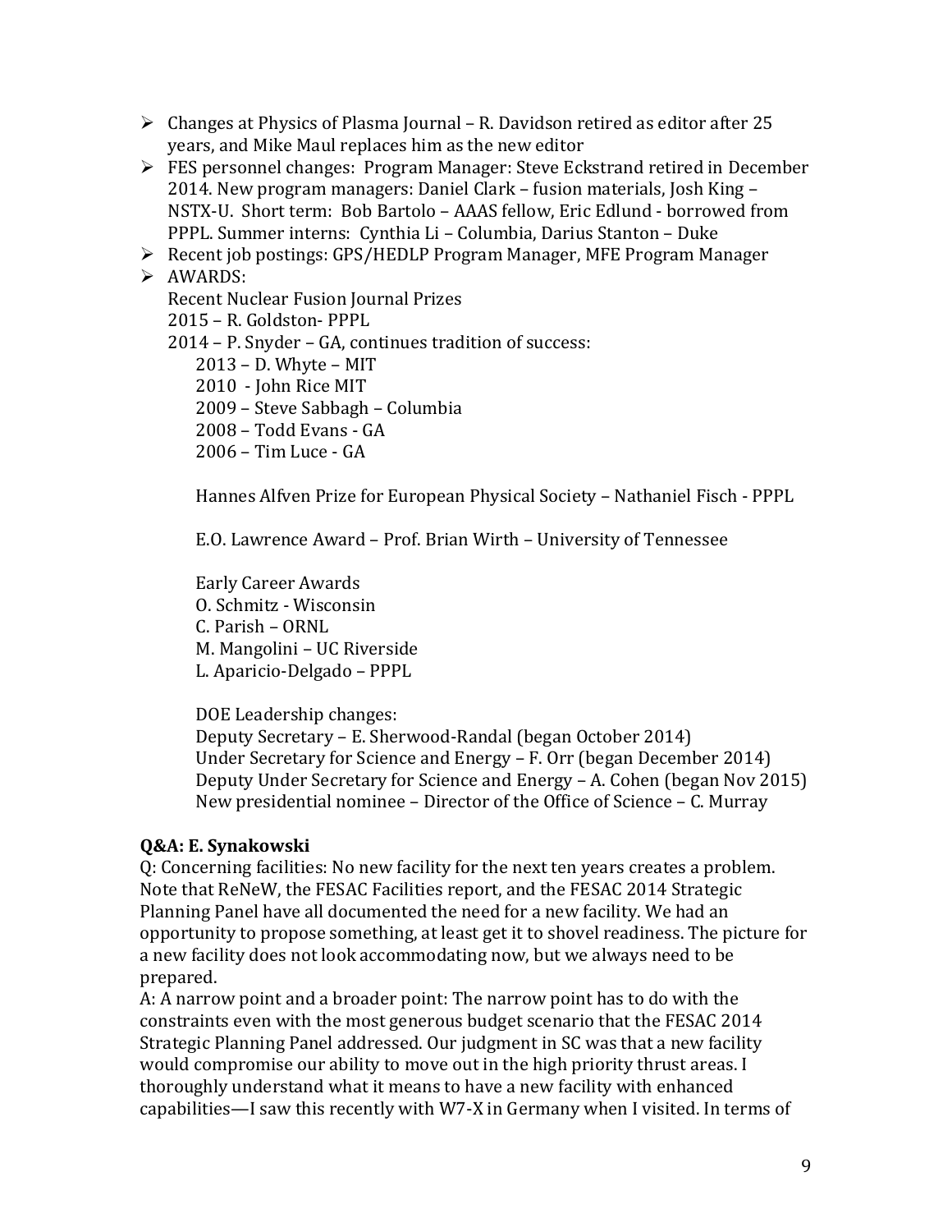- Changes at Physics of Plasma Journal – R. Davidson retired as editor after 25 years, and Mike Maul replaces him as the new editor
- FES personnel changes: Program Manager: Steve Eckstrand retired in December 2014. New program managers: Daniel Clark – fusion materials, Josh King – NSTX-U. Short term: Bob Bartolo – AAAS fellow, Eric Edlund - borrowed from PPPL. Summer interns: Cynthia Li – Columbia, Darius Stanton – Duke
- Recent job postings: GPS/HEDLP Program Manager, MFE Program Manager
- AWARDS:

  Recent Nuclear Fusion Journal Prizes

  2015 – R. Goldston- PPPL

  2014 – P. Snyder – GA, continues tradition of success:

  - 2013 – D. Whyte – MIT
  - 2010 - John Rice MIT
  - 2009 – Steve Sabbagh – Columbia
  - 2008 – Todd Evans - GA
  - 2006 – Tim Luce - GA

  Hannes Alfven Prize for European Physical Society – Nathaniel Fisch - PPPL

  E.O. Lawrence Award – Prof. Brian Wirth – University of Tennessee

  Early Career Awards

  O. Schmitz - Wisconsin

  C. Parish – ORNL

  M. Mangolini – UC Riverside

  L. Aparicio-Delgado – PPPL

  DOE Leadership changes:

  Deputy Secretary – E. Sherwood-Randal (began October 2014)

  Under Secretary for Science and Energy – F. Orr (began December 2014)

  Deputy Under Secretary for Science and Energy – A. Cohen (began Nov 2015)

  New presidential nominee – Director of the Office of Science – C. Murray

**Q&A: E. Synakowski**

Q: Concerning facilities: No new facility for the next ten years creates a problem. Note that ReNeW, the FESAC Facilities report, and the FESAC 2014 Strategic Planning Panel have all documented the need for a new facility. We had an opportunity to propose something, at least get it to shovel readiness. The picture for a new facility does not look accommodating now, but we always need to be prepared.

A: A narrow point and a broader point: The narrow point has to do with the constraints even with the most generous budget scenario that the FESAC 2014 Strategic Planning Panel addressed. Our judgment in SC was that a new facility would compromise our ability to move out in the high priority thrust areas. I thoroughly understand what it means to have a new facility with enhanced capabilities—I saw this recently with W7-X in Germany when I visited. In terms of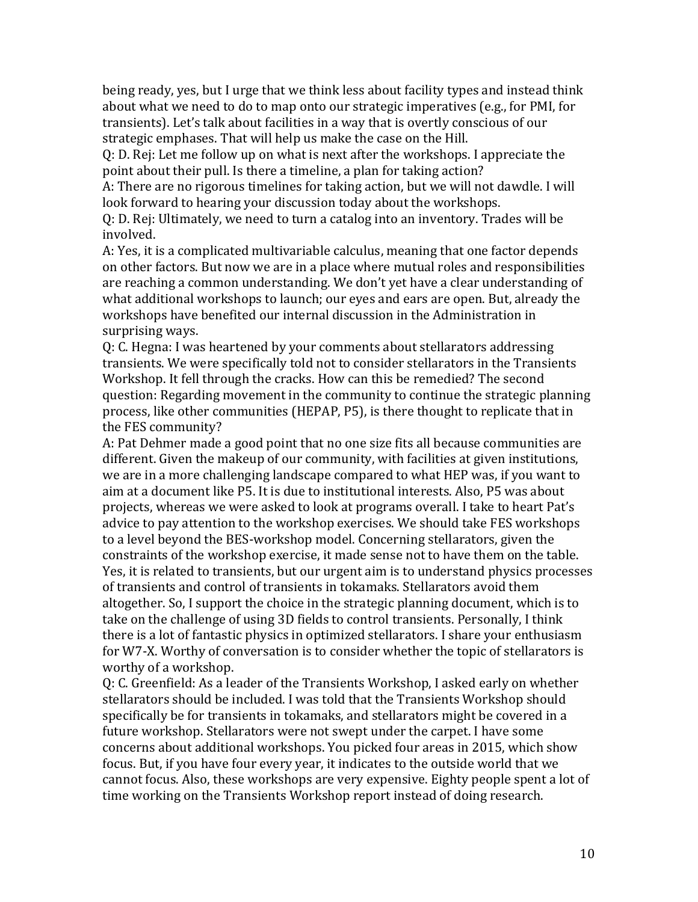being ready, yes, but I urge that we think less about facility types and instead think about what we need to do to map onto our strategic imperatives (e.g., for PMI, for transients). Let's talk about facilities in a way that is overtly conscious of our strategic emphases. That will help us make the case on the Hill.

Q: D. Rej: Let me follow up on what is next after the workshops. I appreciate the point about their pull. Is there a timeline, a plan for taking action?

A: There are no rigorous timelines for taking action, but we will not dawdle. I will look forward to hearing your discussion today about the workshops.

Q: D. Rej: Ultimately, we need to turn a catalog into an inventory. Trades will be involved.

A: Yes, it is a complicated multivariable calculus, meaning that one factor depends on other factors. But now we are in a place where mutual roles and responsibilities are reaching a common understanding. We don't yet have a clear understanding of what additional workshops to launch; our eyes and ears are open. But, already the workshops have benefited our internal discussion in the Administration in surprising ways.

Q: C. Hegna: I was heartened by your comments about stellarators addressing transients. We were specifically told not to consider stellarators in the Transients Workshop. It fell through the cracks. How can this be remedied? The second question: Regarding movement in the community to continue the strategic planning process, like other communities (HEPAP, P5), is there thought to replicate that in the FES community?

A: Pat Dehmer made a good point that no one size fits all because communities are different. Given the makeup of our community, with facilities at given institutions, we are in a more challenging landscape compared to what HEP was, if you want to aim at a document like P5. It is due to institutional interests. Also, P5 was about projects, whereas we were asked to look at programs overall. I take to heart Pat's advice to pay attention to the workshop exercises. We should take FES workshops to a level beyond the BES-workshop model. Concerning stellarators, given the constraints of the workshop exercise, it made sense not to have them on the table. Yes, it is related to transients, but our urgent aim is to understand physics processes of transients and control of transients in tokamaks. Stellarators avoid them altogether. So, I support the choice in the strategic planning document, which is to take on the challenge of using 3D fields to control transients. Personally, I think there is a lot of fantastic physics in optimized stellarators. I share your enthusiasm for W7-X. Worthy of conversation is to consider whether the topic of stellarators is worthy of a workshop.

Q: C. Greenfield: As a leader of the Transients Workshop, I asked early on whether stellarators should be included. I was told that the Transients Workshop should specifically be for transients in tokamaks, and stellarators might be covered in a future workshop. Stellarators were not swept under the carpet. I have some concerns about additional workshops. You picked four areas in 2015, which show focus. But, if you have four every year, it indicates to the outside world that we cannot focus. Also, these workshops are very expensive. Eighty people spent a lot of time working on the Transients Workshop report instead of doing research.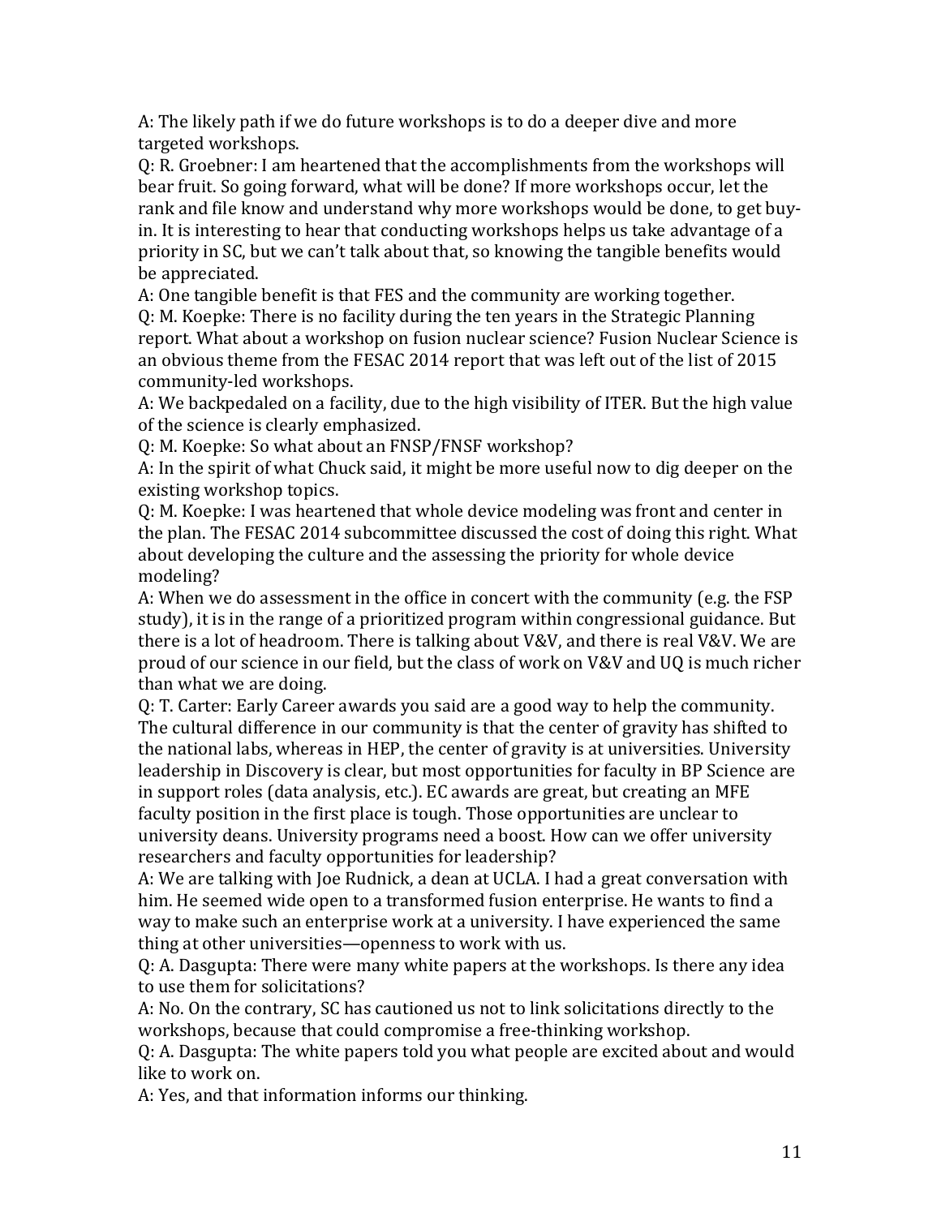A: The likely path if we do future workshops is to do a deeper dive and more targeted workshops.

Q: R. Groebner: I am heartened that the accomplishments from the workshops will bear fruit. So going forward, what will be done? If more workshops occur, let the rank and file know and understand why more workshops would be done, to get buy-in. It is interesting to hear that conducting workshops helps us take advantage of a priority in SC, but we can't talk about that, so knowing the tangible benefits would be appreciated.

A: One tangible benefit is that FES and the community are working together.

Q: M. Koepke: There is no facility during the ten years in the Strategic Planning report. What about a workshop on fusion nuclear science? Fusion Nuclear Science is an obvious theme from the FESAC 2014 report that was left out of the list of 2015 community-led workshops.

A: We backpedaled on a facility, due to the high visibility of ITER. But the high value of the science is clearly emphasized.

Q: M. Koepke: So what about an FNSP/FNSF workshop?

A: In the spirit of what Chuck said, it might be more useful now to dig deeper on the existing workshop topics.

Q: M. Koepke: I was heartened that whole device modeling was front and center in the plan. The FESAC 2014 subcommittee discussed the cost of doing this right. What about developing the culture and the assessing the priority for whole device modeling?

A: When we do assessment in the office in concert with the community (e.g. the FSP study), it is in the range of a prioritized program within congressional guidance. But there is a lot of headroom. There is talking about V&V, and there is real V&V. We are proud of our science in our field, but the class of work on V&V and UQ is much richer than what we are doing.

Q: T. Carter: Early Career awards you said are a good way to help the community. The cultural difference in our community is that the center of gravity has shifted to the national labs, whereas in HEP, the center of gravity is at universities. University leadership in Discovery is clear, but most opportunities for faculty in BP Science are in support roles (data analysis, etc.). EC awards are great, but creating an MFE faculty position in the first place is tough. Those opportunities are unclear to university deans. University programs need a boost. How can we offer university researchers and faculty opportunities for leadership?

A: We are talking with Joe Rudnick, a dean at UCLA. I had a great conversation with him. He seemed wide open to a transformed fusion enterprise. He wants to find a way to make such an enterprise work at a university. I have experienced the same thing at other universities—openness to work with us.

Q: A. Dasgupta: There were many white papers at the workshops. Is there any idea to use them for solicitations?

A: No. On the contrary, SC has cautioned us not to link solicitations directly to the workshops, because that could compromise a free-thinking workshop.

Q: A. Dasgupta: The white papers told you what people are excited about and would like to work on.

A: Yes, and that information informs our thinking.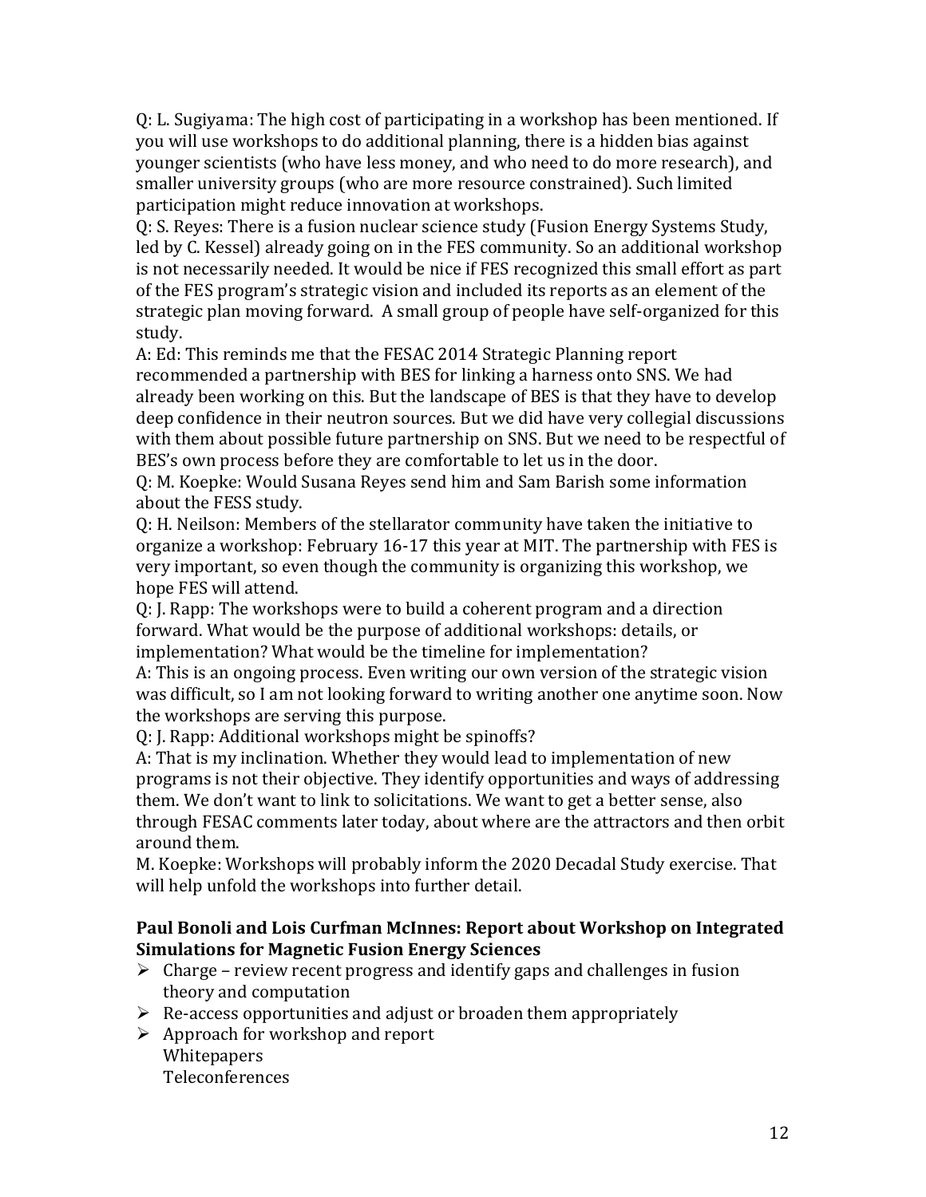Q: L. Sugiyama: The high cost of participating in a workshop has been mentioned. If you will use workshops to do additional planning, there is a hidden bias against younger scientists (who have less money, and who need to do more research), and smaller university groups (who are more resource constrained). Such limited participation might reduce innovation at workshops.

Q: S. Reyes: There is a fusion nuclear science study (Fusion Energy Systems Study, led by C. Kessel) already going on in the FES community. So an additional workshop is not necessarily needed. It would be nice if FES recognized this small effort as part of the FES program's strategic vision and included its reports as an element of the strategic plan moving forward. A small group of people have self-organized for this study.

A: Ed: This reminds me that the FESAC 2014 Strategic Planning report recommended a partnership with BES for linking a harness onto SNS. We had already been working on this. But the landscape of BES is that they have to develop deep confidence in their neutron sources. But we did have very collegial discussions with them about possible future partnership on SNS. But we need to be respectful of BES's own process before they are comfortable to let us in the door.

Q: M. Koepke: Would Susana Reyes send him and Sam Barish some information about the FESS study.

Q: H. Neilson: Members of the stellarator community have taken the initiative to organize a workshop: February 16-17 this year at MIT. The partnership with FES is very important, so even though the community is organizing this workshop, we hope FES will attend.

Q: J. Rapp: The workshops were to build a coherent program and a direction forward. What would be the purpose of additional workshops: details, or implementation? What would be the timeline for implementation?

A: This is an ongoing process. Even writing our own version of the strategic vision was difficult, so I am not looking forward to writing another one anytime soon. Now the workshops are serving this purpose.

Q: J. Rapp: Additional workshops might be spinoffs?

A: That is my inclination. Whether they would lead to implementation of new programs is not their objective. They identify opportunities and ways of addressing them. We don't want to link to solicitations. We want to get a better sense, also through FESAC comments later today, about where are the attractors and then orbit around them.

M. Koepke: Workshops will probably inform the 2020 Decadal Study exercise. That will help unfold the workshops into further detail.

**Paul Bonoli and Lois Curfman McInnes: Report about Workshop on Integrated Simulations for Magnetic Fusion Energy Sciences**

- Charge – review recent progress and identify gaps and challenges in fusion theory and computation
- Re-access opportunities and adjust or broaden them appropriately
- Approach for workshop and report
  Whitepapers
  Teleconferences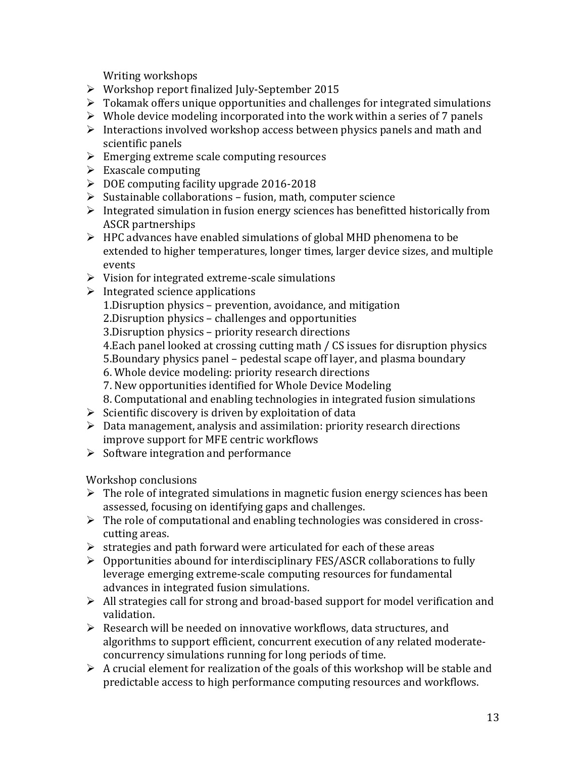Writing workshops

- Workshop report finalized July-September 2015
- Tokamak offers unique opportunities and challenges for integrated simulations
- Whole device modeling incorporated into the work within a series of 7 panels
- Interactions involved workshop access between physics panels and math and scientific panels
- Emerging extreme scale computing resources
- Exascale computing
- DOE computing facility upgrade 2016-2018
- Sustainable collaborations – fusion, math, computer science
- Integrated simulation in fusion energy sciences has benefitted historically from ASCR partnerships
- HPC advances have enabled simulations of global MHD phenomena to be extended to higher temperatures, longer times, larger device sizes, and multiple events
- Vision for integrated extreme-scale simulations
- Integrated science applications
  1. Disruption physics – prevention, avoidance, and mitigation
  2. Disruption physics – challenges and opportunities
  3. Disruption physics – priority research directions
  4. Each panel looked at crossing cutting math / CS issues for disruption physics
  5. Boundary physics panel – pedestal scape off layer, and plasma boundary
  6. Whole device modeling: priority research directions
  7. New opportunities identified for Whole Device Modeling
  8. Computational and enabling technologies in integrated fusion simulations
- Scientific discovery is driven by exploitation of data
- Data management, analysis and assimilation: priority research directions improve support for MFE centric workflows
- Software integration and performance

Workshop conclusions

- The role of integrated simulations in magnetic fusion energy sciences has been assessed, focusing on identifying gaps and challenges.
- The role of computational and enabling technologies was considered in cross-cutting areas.
- strategies and path forward were articulated for each of these areas
- Opportunities abound for interdisciplinary FES/ASCR collaborations to fully leverage emerging extreme-scale computing resources for fundamental advances in integrated fusion simulations.
- All strategies call for strong and broad-based support for model verification and validation.
- Research will be needed on innovative workflows, data structures, and algorithms to support efficient, concurrent execution of any related moderate-concurrency simulations running for long periods of time.
- A crucial element for realization of the goals of this workshop will be stable and predictable access to high performance computing resources and workflows.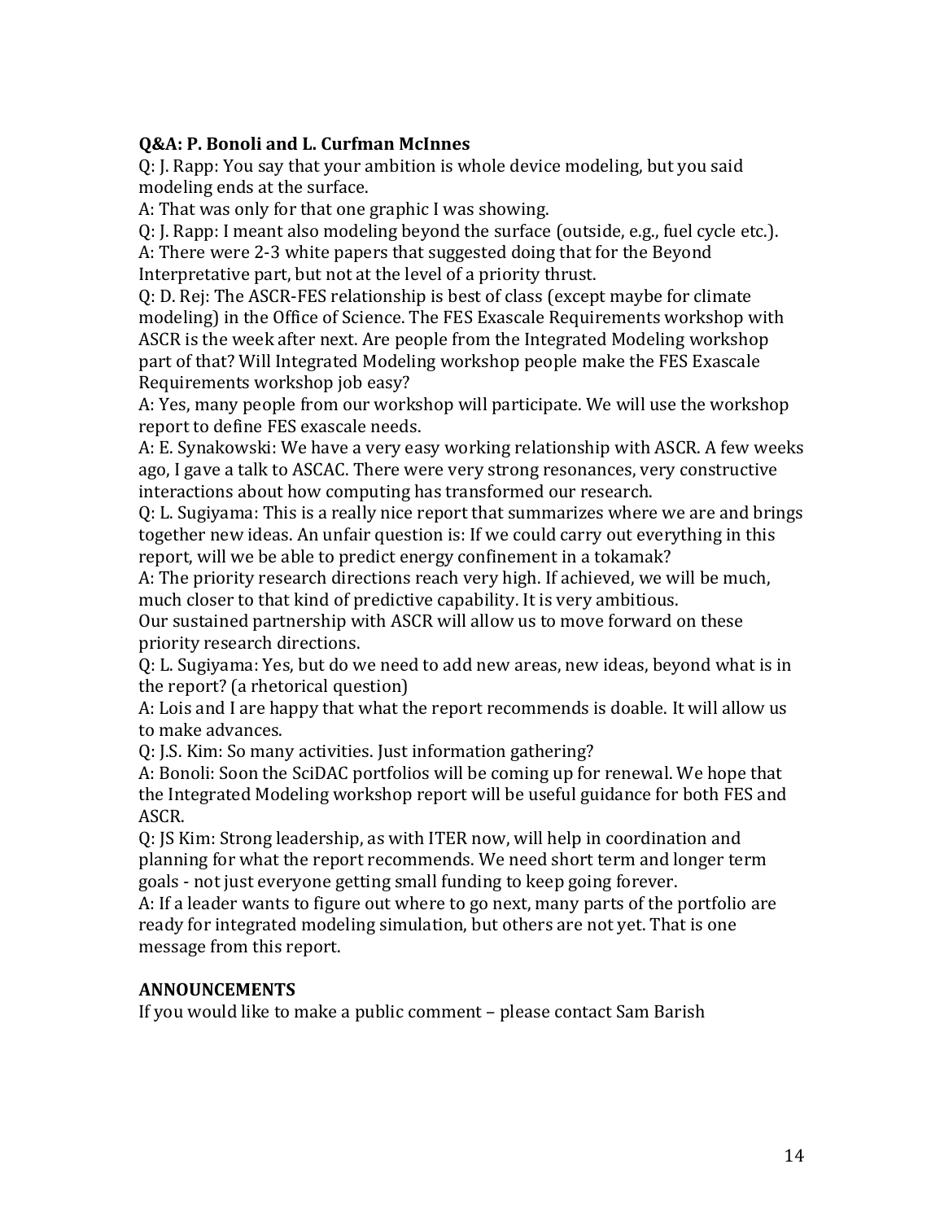**Q&A: P. Bonoli and L. Curfman McInnes**

Q: J. Rapp: You say that your ambition is whole device modeling, but you said modeling ends at the surface.

A: That was only for that one graphic I was showing.

Q: J. Rapp: I meant also modeling beyond the surface (outside, e.g., fuel cycle etc.).

A: There were 2-3 white papers that suggested doing that for the Beyond Interpretative part, but not at the level of a priority thrust.

Q: D. Rej: The ASCR-FES relationship is best of class (except maybe for climate modeling) in the Office of Science. The FES Exascale Requirements workshop with ASCR is the week after next. Are people from the Integrated Modeling workshop part of that? Will Integrated Modeling workshop people make the FES Exascale Requirements workshop job easy?

A: Yes, many people from our workshop will participate. We will use the workshop report to define FES exascale needs.

A: E. Synakowski: We have a very easy working relationship with ASCR. A few weeks ago, I gave a talk to ASCAC. There were very strong resonances, very constructive interactions about how computing has transformed our research.

Q: L. Sugiyama: This is a really nice report that summarizes where we are and brings together new ideas. An unfair question is: If we could carry out everything in this report, will we be able to predict energy confinement in a tokamak?

A: The priority research directions reach very high. If achieved, we will be much, much closer to that kind of predictive capability. It is very ambitious.
Our sustained partnership with ASCR will allow us to move forward on these priority research directions.

Q: L. Sugiyama: Yes, but do we need to add new areas, new ideas, beyond what is in the report? (a rhetorical question)

A: Lois and I are happy that what the report recommends is doable. It will allow us to make advances.

Q: J.S. Kim: So many activities. Just information gathering?

A: Bonoli: Soon the SciDAC portfolios will be coming up for renewal. We hope that the Integrated Modeling workshop report will be useful guidance for both FES and ASCR.

Q: JS Kim: Strong leadership, as with ITER now, will help in coordination and planning for what the report recommends. We need short term and longer term goals - not just everyone getting small funding to keep going forever.

A: If a leader wants to figure out where to go next, many parts of the portfolio are ready for integrated modeling simulation, but others are not yet. That is one message from this report.

**ANNOUNCEMENTS**

If you would like to make a public comment – please contact Sam Barish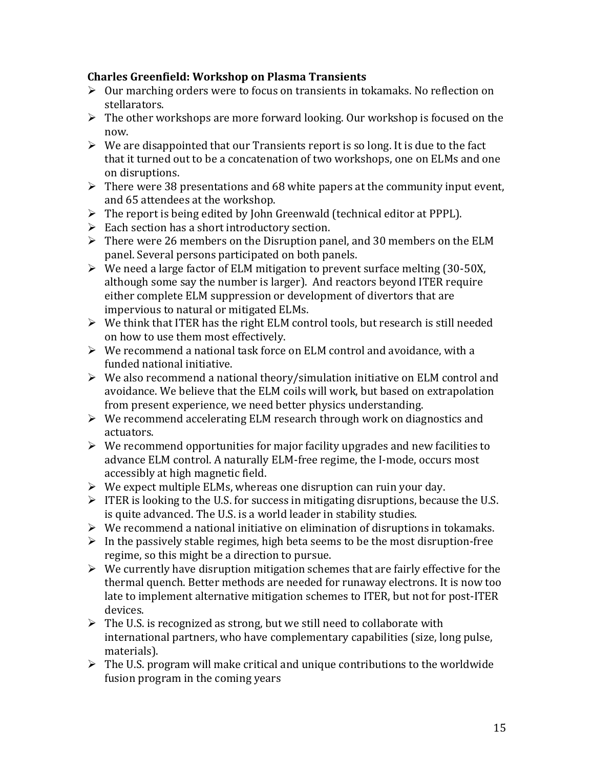**Charles Greenfield: Workshop on Plasma Transients**

- Our marching orders were to focus on transients in tokamaks. No reflection on stellarators.
- The other workshops are more forward looking. Our workshop is focused on the now.
- We are disappointed that our Transients report is so long. It is due to the fact that it turned out to be a concatenation of two workshops, one on ELMs and one on disruptions.
- There were 38 presentations and 68 white papers at the community input event, and 65 attendees at the workshop.
- The report is being edited by John Greenwald (technical editor at PPPL).
- Each section has a short introductory section.
- There were 26 members on the Disruption panel, and 30 members on the ELM panel. Several persons participated on both panels.
- We need a large factor of ELM mitigation to prevent surface melting (30-50X, although some say the number is larger). And reactors beyond ITER require either complete ELM suppression or development of divertors that are impervious to natural or mitigated ELMs.
- We think that ITER has the right ELM control tools, but research is still needed on how to use them most effectively.
- We recommend a national task force on ELM control and avoidance, with a funded national initiative.
- We also recommend a national theory/simulation initiative on ELM control and avoidance. We believe that the ELM coils will work, but based on extrapolation from present experience, we need better physics understanding.
- We recommend accelerating ELM research through work on diagnostics and actuators.
- We recommend opportunities for major facility upgrades and new facilities to advance ELM control. A naturally ELM-free regime, the I-mode, occurs most accessibly at high magnetic field.
- We expect multiple ELMs, whereas one disruption can ruin your day.
- ITER is looking to the U.S. for success in mitigating disruptions, because the U.S. is quite advanced. The U.S. is a world leader in stability studies.
- We recommend a national initiative on elimination of disruptions in tokamaks.
- In the passively stable regimes, high beta seems to be the most disruption-free regime, so this might be a direction to pursue.
- We currently have disruption mitigation schemes that are fairly effective for the thermal quench. Better methods are needed for runaway electrons. It is now too late to implement alternative mitigation schemes to ITER, but not for post-ITER devices.
- The U.S. is recognized as strong, but we still need to collaborate with international partners, who have complementary capabilities (size, long pulse, materials).
- The U.S. program will make critical and unique contributions to the worldwide fusion program in the coming years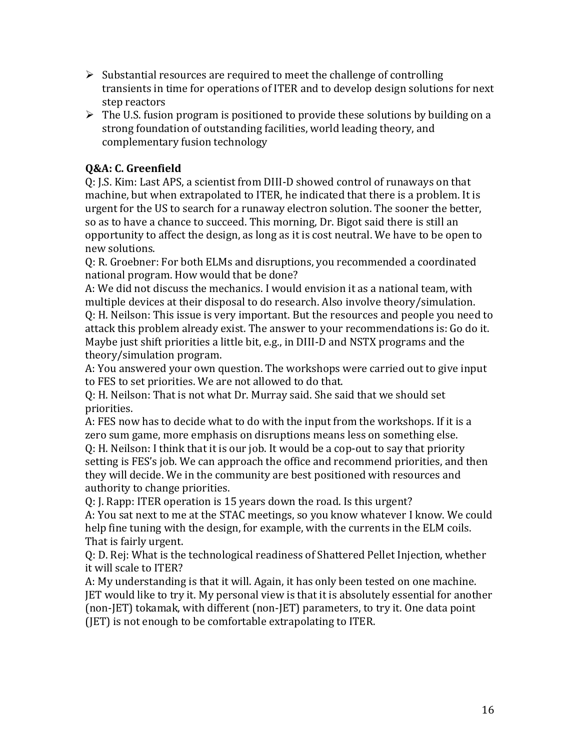- Substantial resources are required to meet the challenge of controlling transients in time for operations of ITER and to develop design solutions for next step reactors
- The U.S. fusion program is positioned to provide these solutions by building on a strong foundation of outstanding facilities, world leading theory, and complementary fusion technology

**Q&A: C. Greenfield**

Q: J.S. Kim: Last APS, a scientist from DIII-D showed control of runaways on that machine, but when extrapolated to ITER, he indicated that there is a problem. It is urgent for the US to search for a runaway electron solution. The sooner the better, so as to have a chance to succeed. This morning, Dr. Bigot said there is still an opportunity to affect the design, as long as it is cost neutral. We have to be open to new solutions.

Q: R. Groebner: For both ELMs and disruptions, you recommended a coordinated national program. How would that be done?

A: We did not discuss the mechanics. I would envision it as a national team, with multiple devices at their disposal to do research. Also involve theory/simulation.

Q: H. Neilson: This issue is very important. But the resources and people you need to attack this problem already exist. The answer to your recommendations is: Go do it. Maybe just shift priorities a little bit, e.g., in DIII-D and NSTX programs and the theory/simulation program.

A: You answered your own question. The workshops were carried out to give input to FES to set priorities. We are not allowed to do that.

Q: H. Neilson: That is not what Dr. Murray said. She said that we should set priorities.

A: FES now has to decide what to do with the input from the workshops. If it is a zero sum game, more emphasis on disruptions means less on something else.

Q: H. Neilson: I think that it is our job. It would be a cop-out to say that priority setting is FES's job. We can approach the office and recommend priorities, and then they will decide. We in the community are best positioned with resources and authority to change priorities.

Q: J. Rapp: ITER operation is 15 years down the road. Is this urgent?

A: You sat next to me at the STAC meetings, so you know whatever I know. We could help fine tuning with the design, for example, with the currents in the ELM coils. That is fairly urgent.

Q: D. Rej: What is the technological readiness of Shattered Pellet Injection, whether it will scale to ITER?

A: My understanding is that it will. Again, it has only been tested on one machine. JET would like to try it. My personal view is that it is absolutely essential for another (non-JET) tokamak, with different (non-JET) parameters, to try it. One data point (JET) is not enough to be comfortable extrapolating to ITER.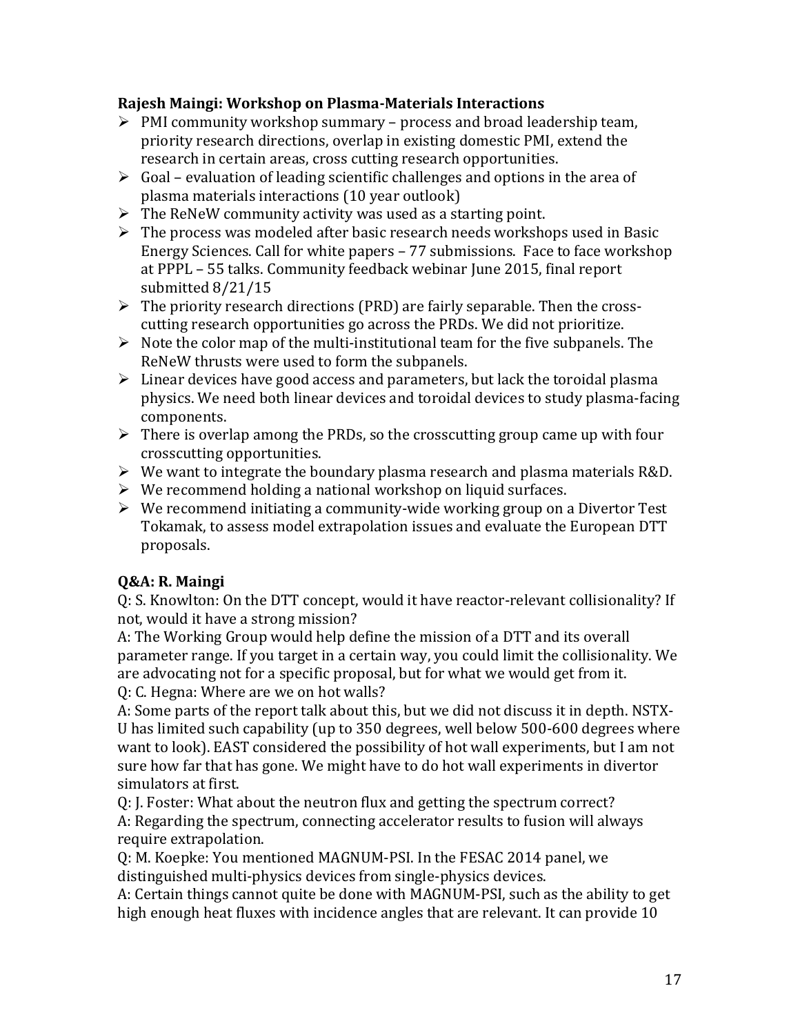**Rajesh Maingi: Workshop on Plasma-Materials Interactions**

- PMI community workshop summary – process and broad leadership team, priority research directions, overlap in existing domestic PMI, extend the research in certain areas, cross cutting research opportunities.
- Goal – evaluation of leading scientific challenges and options in the area of plasma materials interactions (10 year outlook)
- The ReNeW community activity was used as a starting point.
- The process was modeled after basic research needs workshops used in Basic Energy Sciences. Call for white papers – 77 submissions. Face to face workshop at PPPL – 55 talks. Community feedback webinar June 2015, final report submitted 8/21/15
- The priority research directions (PRD) are fairly separable. Then the cross-cutting research opportunities go across the PRDs. We did not prioritize.
- Note the color map of the multi-institutional team for the five subpanels. The ReNeW thrusts were used to form the subpanels.
- Linear devices have good access and parameters, but lack the toroidal plasma physics. We need both linear devices and toroidal devices to study plasma-facing components.
- There is overlap among the PRDs, so the crosscutting group came up with four crosscutting opportunities.
- We want to integrate the boundary plasma research and plasma materials R&D.
- We recommend holding a national workshop on liquid surfaces.
- We recommend initiating a community-wide working group on a Divertor Test Tokamak, to assess model extrapolation issues and evaluate the European DTT proposals.

**Q&A: R. Maingi**

Q: S. Knowlton: On the DTT concept, would it have reactor-relevant collisionality? If not, would it have a strong mission?

A: The Working Group would help define the mission of a DTT and its overall parameter range. If you target in a certain way, you could limit the collisionality. We are advocating not for a specific proposal, but for what we would get from it.

Q: C. Hegna: Where are we on hot walls?

A: Some parts of the report talk about this, but we did not discuss it in depth. NSTX-U has limited such capability (up to 350 degrees, well below 500-600 degrees where want to look). EAST considered the possibility of hot wall experiments, but I am not sure how far that has gone. We might have to do hot wall experiments in divertor simulators at first.

Q: J. Foster: What about the neutron flux and getting the spectrum correct?

A: Regarding the spectrum, connecting accelerator results to fusion will always require extrapolation.

Q: M. Koepke: You mentioned MAGNUM-PSI. In the FESAC 2014 panel, we distinguished multi-physics devices from single-physics devices.

A: Certain things cannot quite be done with MAGNUM-PSI, such as the ability to get high enough heat fluxes with incidence angles that are relevant. It can provide 10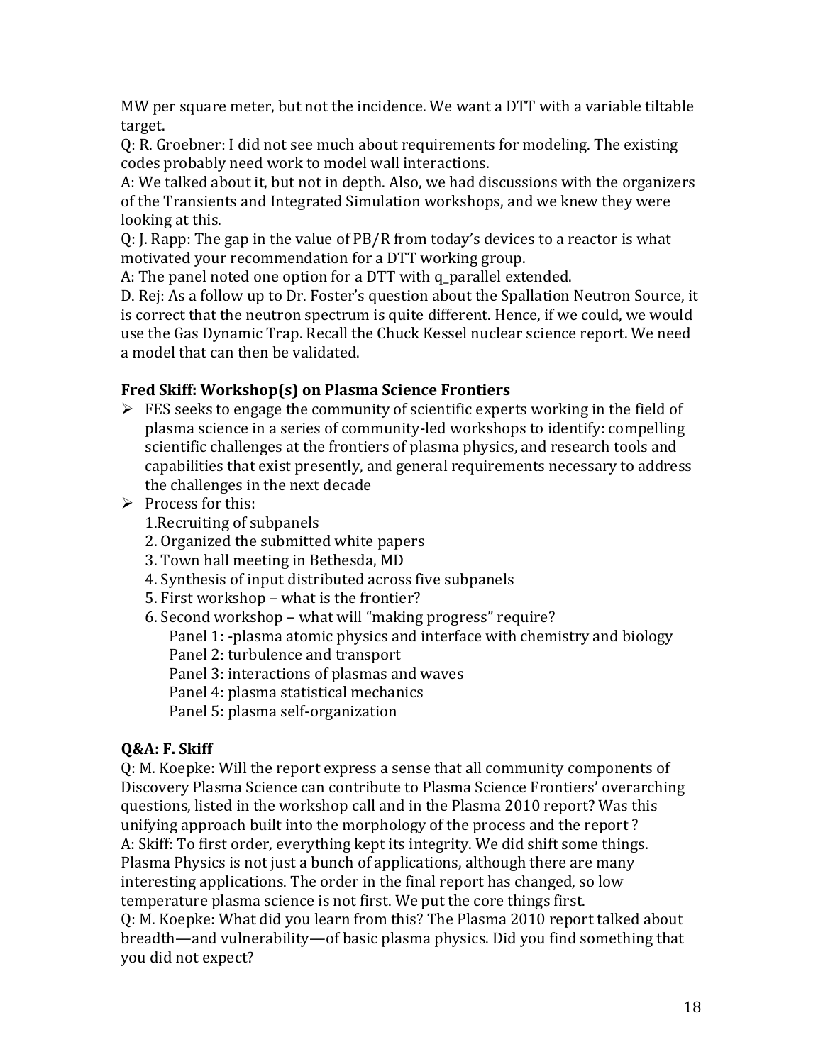MW per square meter, but not the incidence. We want a DTT with a variable tiltable target.

Q: R. Groebner: I did not see much about requirements for modeling. The existing codes probably need work to model wall interactions.

A: We talked about it, but not in depth. Also, we had discussions with the organizers of the Transients and Integrated Simulation workshops, and we knew they were looking at this.

Q: J. Rapp: The gap in the value of PB/R from today's devices to a reactor is what motivated your recommendation for a DTT working group.

A: The panel noted one option for a DTT with $q_{parallel}$ extended.

D. Rej: As a follow up to Dr. Foster's question about the Spallation Neutron Source, it is correct that the neutron spectrum is quite different. Hence, if we could, we would use the Gas Dynamic Trap. Recall the Chuck Kessel nuclear science report. We need a model that can then be validated.

**Fred Skiff: Workshop(s) on Plasma Science Frontiers**

- FES seeks to engage the community of scientific experts working in the field of plasma science in a series of community-led workshops to identify: compelling scientific challenges at the frontiers of plasma physics, and research tools and capabilities that exist presently, and general requirements necessary to address the challenges in the next decade
- Process for this:
  1. Recruiting of subpanels
  2. Organized the submitted white papers
  3. Town hall meeting in Bethesda, MD
  4. Synthesis of input distributed across five subpanels
  5. First workshop – what is the frontier?
  6. Second workshop – what will "making progress" require?
     - Panel 1: -plasma atomic physics and interface with chemistry and biology
     - Panel 2: turbulence and transport
     - Panel 3: interactions of plasmas and waves
     - Panel 4: plasma statistical mechanics
     - Panel 5: plasma self-organization

**Q&A: F. Skiff**

Q: M. Koepke: Will the report express a sense that all community components of Discovery Plasma Science can contribute to Plasma Science Frontiers' overarching questions, listed in the workshop call and in the Plasma 2010 report? Was this unifying approach built into the morphology of the process and the report ?

A: Skiff: To first order, everything kept its integrity. We did shift some things. Plasma Physics is not just a bunch of applications, although there are many interesting applications. The order in the final report has changed, so low temperature plasma science is not first. We put the core things first.

Q: M. Koepke: What did you learn from this? The Plasma 2010 report talked about breadth—and vulnerability—of basic plasma physics. Did you find something that you did not expect?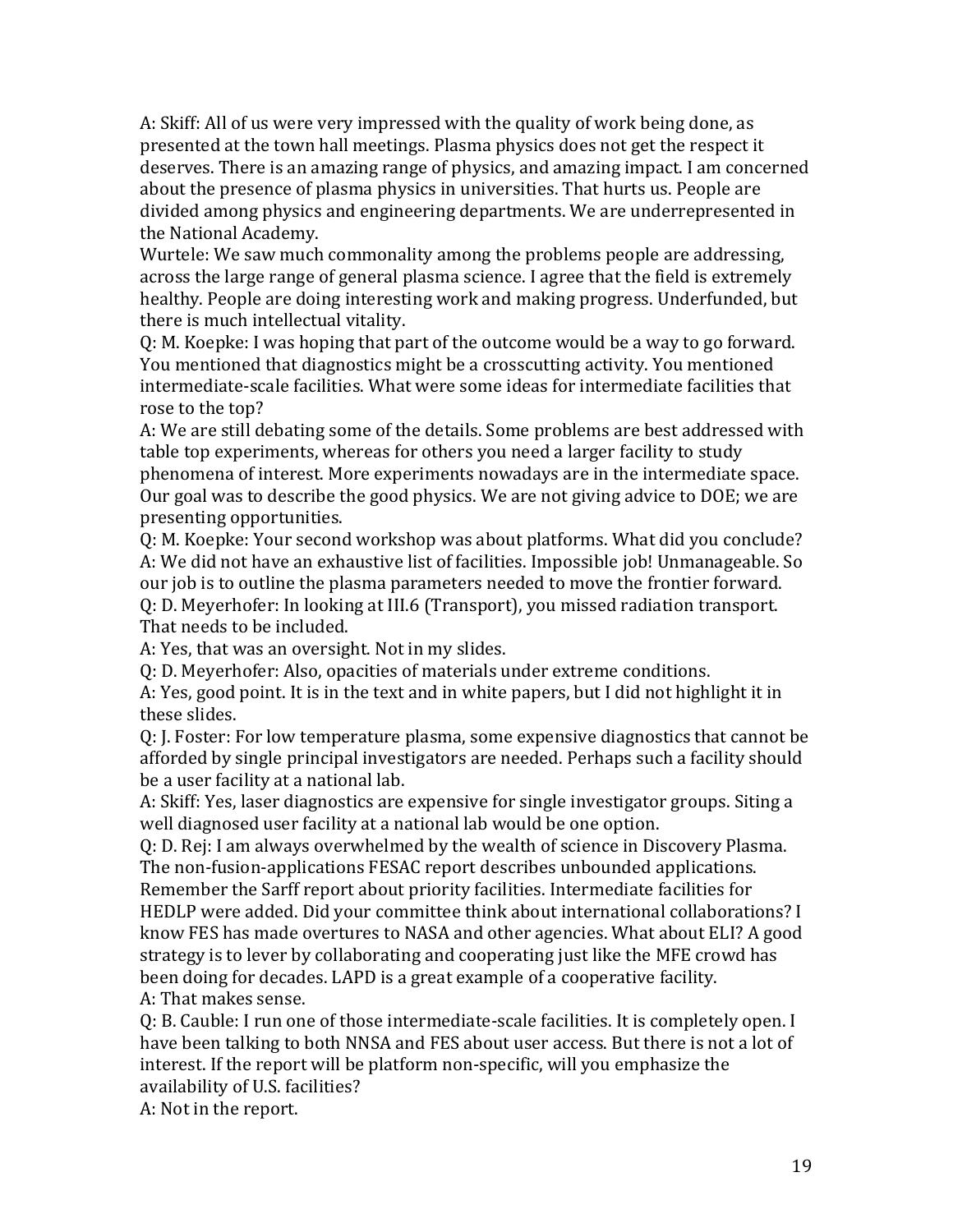A: Skiff: All of us were very impressed with the quality of work being done, as presented at the town hall meetings. Plasma physics does not get the respect it deserves. There is an amazing range of physics, and amazing impact. I am concerned about the presence of plasma physics in universities. That hurts us. People are divided among physics and engineering departments. We are underrepresented in the National Academy.

Wurtele: We saw much commonality among the problems people are addressing, across the large range of general plasma science. I agree that the field is extremely healthy. People are doing interesting work and making progress. Underfunded, but there is much intellectual vitality.

Q: M. Koepke: I was hoping that part of the outcome would be a way to go forward. You mentioned that diagnostics might be a crosscutting activity. You mentioned intermediate-scale facilities. What were some ideas for intermediate facilities that rose to the top?

A: We are still debating some of the details. Some problems are best addressed with table top experiments, whereas for others you need a larger facility to study phenomena of interest. More experiments nowadays are in the intermediate space. Our goal was to describe the good physics. We are not giving advice to DOE; we are presenting opportunities.

Q: M. Koepke: Your second workshop was about platforms. What did you conclude?

A: We did not have an exhaustive list of facilities. Impossible job! Unmanageable. So our job is to outline the plasma parameters needed to move the frontier forward.

Q: D. Meyerhofer: In looking at III.6 (Transport), you missed radiation transport. That needs to be included.

A: Yes, that was an oversight. Not in my slides.

Q: D. Meyerhofer: Also, opacities of materials under extreme conditions.

A: Yes, good point. It is in the text and in white papers, but I did not highlight it in these slides.

Q: J. Foster: For low temperature plasma, some expensive diagnostics that cannot be afforded by single principal investigators are needed. Perhaps such a facility should be a user facility at a national lab.

A: Skiff: Yes, laser diagnostics are expensive for single investigator groups. Siting a well diagnosed user facility at a national lab would be one option.

Q: D. Rej: I am always overwhelmed by the wealth of science in Discovery Plasma. The non-fusion-applications FESAC report describes unbounded applications. Remember the Sarff report about priority facilities. Intermediate facilities for HEDLP were added. Did your committee think about international collaborations? I know FES has made overtures to NASA and other agencies. What about ELI? A good strategy is to lever by collaborating and cooperating just like the MFE crowd has been doing for decades. LAPD is a great example of a cooperative facility.

A: That makes sense.

Q: B. Cauble: I run one of those intermediate-scale facilities. It is completely open. I have been talking to both NNSA and FES about user access. But there is not a lot of interest. If the report will be platform non-specific, will you emphasize the availability of U.S. facilities?

A: Not in the report.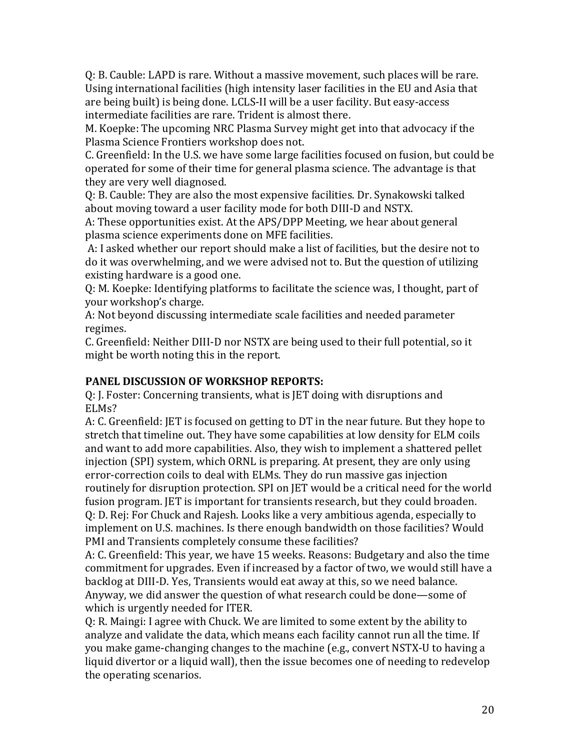Q: B. Cauble: LAPD is rare. Without a massive movement, such places will be rare. Using international facilities (high intensity laser facilities in the EU and Asia that are being built) is being done. LCLS-II will be a user facility. But easy-access intermediate facilities are rare. Trident is almost there.

M. Koepke: The upcoming NRC Plasma Survey might get into that advocacy if the Plasma Science Frontiers workshop does not.

C. Greenfield: In the U.S. we have some large facilities focused on fusion, but could be operated for some of their time for general plasma science. The advantage is that they are very well diagnosed.

Q: B. Cauble: They are also the most expensive facilities. Dr. Synakowski talked about moving toward a user facility mode for both DIII-D and NSTX.

A: These opportunities exist. At the APS/DPP Meeting, we hear about general plasma science experiments done on MFE facilities.

A: I asked whether our report should make a list of facilities, but the desire not to do it was overwhelming, and we were advised not to. But the question of utilizing existing hardware is a good one.

Q: M. Koepke: Identifying platforms to facilitate the science was, I thought, part of your workshop's charge.

A: Not beyond discussing intermediate scale facilities and needed parameter regimes.

C. Greenfield: Neither DIII-D nor NSTX are being used to their full potential, so it might be worth noting this in the report.

**PANEL DISCUSSION OF WORKSHOP REPORTS:**

Q: J. Foster: Concerning transients, what is JET doing with disruptions and ELMs?

A: C. Greenfield: JET is focused on getting to DT in the near future. But they hope to stretch that timeline out. They have some capabilities at low density for ELM coils and want to add more capabilities. Also, they wish to implement a shattered pellet injection (SPI) system, which ORNL is preparing. At present, they are only using error-correction coils to deal with ELMs. They do run massive gas injection routinely for disruption protection. SPI on JET would be a critical need for the world fusion program. JET is important for transients research, but they could broaden.

Q: D. Rej: For Chuck and Rajesh. Looks like a very ambitious agenda, especially to implement on U.S. machines. Is there enough bandwidth on those facilities? Would PMI and Transients completely consume these facilities?

A: C. Greenfield: This year, we have 15 weeks. Reasons: Budgetary and also the time commitment for upgrades. Even if increased by a factor of two, we would still have a backlog at DIII-D. Yes, Transients would eat away at this, so we need balance. Anyway, we did answer the question of what research could be done—some of which is urgently needed for ITER.

Q: R. Maingi: I agree with Chuck. We are limited to some extent by the ability to analyze and validate the data, which means each facility cannot run all the time. If you make game-changing changes to the machine (e.g., convert NSTX-U to having a liquid divertor or a liquid wall), then the issue becomes one of needing to redevelop the operating scenarios.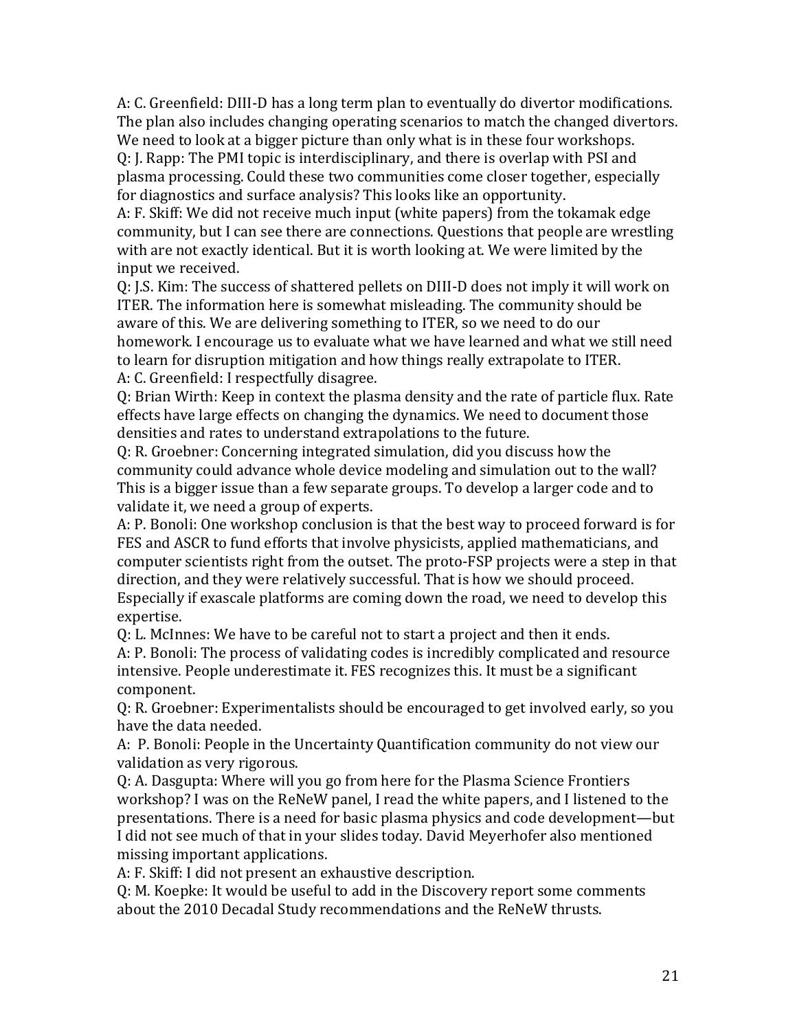A: C. Greenfield: DIII-D has a long term plan to eventually do divertor modifications. The plan also includes changing operating scenarios to match the changed divertors. We need to look at a bigger picture than only what is in these four workshops.

Q: J. Rapp: The PMI topic is interdisciplinary, and there is overlap with PSI and plasma processing. Could these two communities come closer together, especially for diagnostics and surface analysis? This looks like an opportunity.

A: F. Skiff: We did not receive much input (white papers) from the tokamak edge community, but I can see there are connections. Questions that people are wrestling with are not exactly identical. But it is worth looking at. We were limited by the input we received.

Q: J.S. Kim: The success of shattered pellets on DIII-D does not imply it will work on ITER. The information here is somewhat misleading. The community should be aware of this. We are delivering something to ITER, so we need to do our homework. I encourage us to evaluate what we have learned and what we still need to learn for disruption mitigation and how things really extrapolate to ITER.

A: C. Greenfield: I respectfully disagree.

Q: Brian Wirth: Keep in context the plasma density and the rate of particle flux. Rate effects have large effects on changing the dynamics. We need to document those densities and rates to understand extrapolations to the future.

Q: R. Groebner: Concerning integrated simulation, did you discuss how the community could advance whole device modeling and simulation out to the wall? This is a bigger issue than a few separate groups. To develop a larger code and to validate it, we need a group of experts.

A: P. Bonoli: One workshop conclusion is that the best way to proceed forward is for FES and ASCR to fund efforts that involve physicists, applied mathematicians, and computer scientists right from the outset. The proto-FSP projects were a step in that direction, and they were relatively successful. That is how we should proceed. Especially if exascale platforms are coming down the road, we need to develop this expertise.

Q: L. McInnes: We have to be careful not to start a project and then it ends.

A: P. Bonoli: The process of validating codes is incredibly complicated and resource intensive. People underestimate it. FES recognizes this. It must be a significant component.

Q: R. Groebner: Experimentalists should be encouraged to get involved early, so you have the data needed.

A: P. Bonoli: People in the Uncertainty Quantification community do not view our validation as very rigorous.

Q: A. Dasgupta: Where will you go from here for the Plasma Science Frontiers workshop? I was on the ReNeW panel, I read the white papers, and I listened to the presentations. There is a need for basic plasma physics and code development—but I did not see much of that in your slides today. David Meyerhofer also mentioned missing important applications.

A: F. Skiff: I did not present an exhaustive description.

Q: M. Koepke: It would be useful to add in the Discovery report some comments about the 2010 Decadal Study recommendations and the ReNeW thrusts.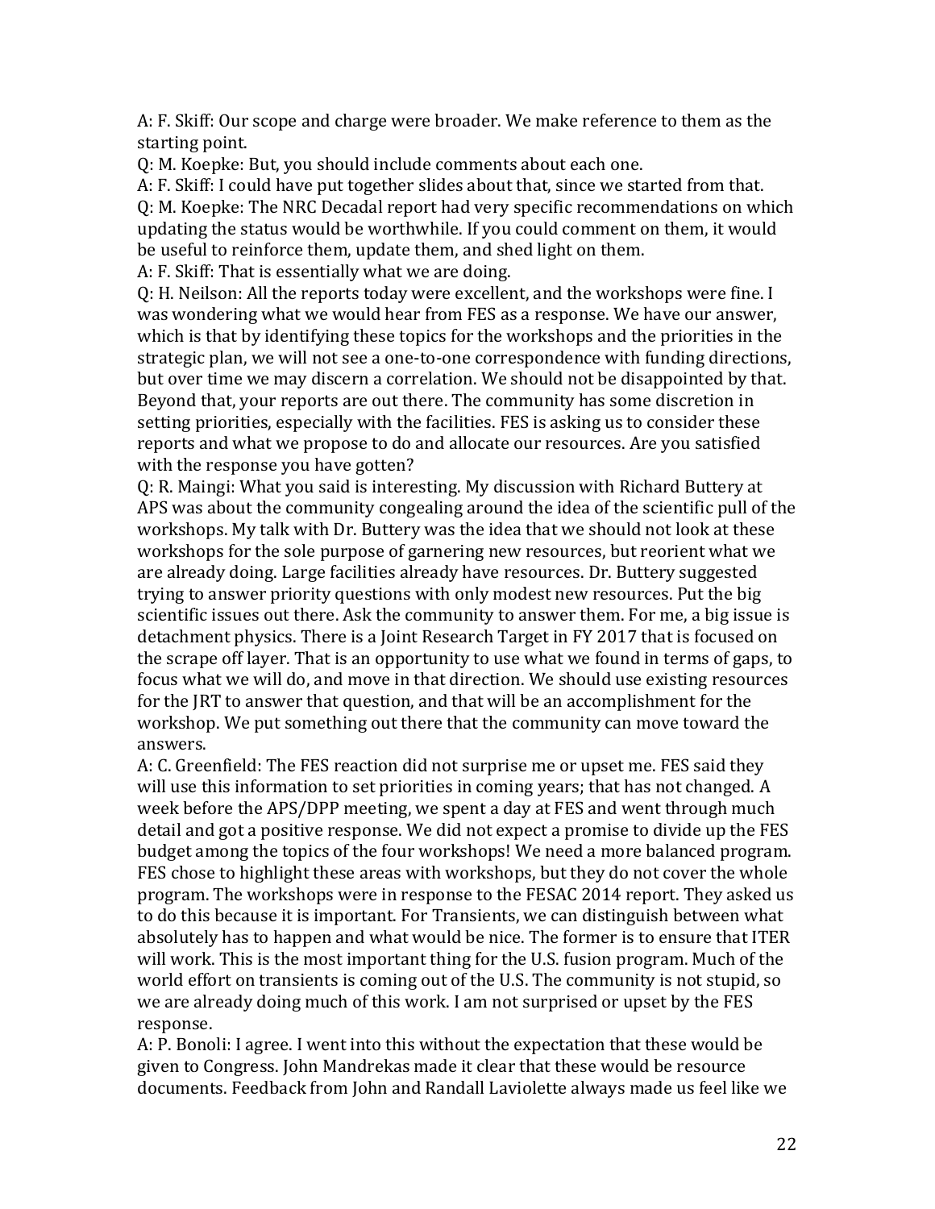A: F. Skiff: Our scope and charge were broader. We make reference to them as the starting point.

Q: M. Koepke: But, you should include comments about each one.

A: F. Skiff: I could have put together slides about that, since we started from that.

Q: M. Koepke: The NRC Decadal report had very specific recommendations on which updating the status would be worthwhile. If you could comment on them, it would be useful to reinforce them, update them, and shed light on them.

A: F. Skiff: That is essentially what we are doing.

Q: H. Neilson: All the reports today were excellent, and the workshops were fine. I was wondering what we would hear from FES as a response. We have our answer, which is that by identifying these topics for the workshops and the priorities in the strategic plan, we will not see a one-to-one correspondence with funding directions, but over time we may discern a correlation. We should not be disappointed by that. Beyond that, your reports are out there. The community has some discretion in setting priorities, especially with the facilities. FES is asking us to consider these reports and what we propose to do and allocate our resources. Are you satisfied with the response you have gotten?

Q: R. Maingi: What you said is interesting. My discussion with Richard Buttery at APS was about the community congealing around the idea of the scientific pull of the workshops. My talk with Dr. Buttery was the idea that we should not look at these workshops for the sole purpose of garnering new resources, but reorient what we are already doing. Large facilities already have resources. Dr. Buttery suggested trying to answer priority questions with only modest new resources. Put the big scientific issues out there. Ask the community to answer them. For me, a big issue is detachment physics. There is a Joint Research Target in FY 2017 that is focused on the scrape off layer. That is an opportunity to use what we found in terms of gaps, to focus what we will do, and move in that direction. We should use existing resources for the JRT to answer that question, and that will be an accomplishment for the workshop. We put something out there that the community can move toward the answers.

A: C. Greenfield: The FES reaction did not surprise me or upset me. FES said they will use this information to set priorities in coming years; that has not changed. A week before the APS/DPP meeting, we spent a day at FES and went through much detail and got a positive response. We did not expect a promise to divide up the FES budget among the topics of the four workshops! We need a more balanced program. FES chose to highlight these areas with workshops, but they do not cover the whole program. The workshops were in response to the FESAC 2014 report. They asked us to do this because it is important. For Transients, we can distinguish between what absolutely has to happen and what would be nice. The former is to ensure that ITER will work. This is the most important thing for the U.S. fusion program. Much of the world effort on transients is coming out of the U.S. The community is not stupid, so we are already doing much of this work. I am not surprised or upset by the FES response.

A: P. Bonoli: I agree. I went into this without the expectation that these would be given to Congress. John Mandrekas made it clear that these would be resource documents. Feedback from John and Randall Laviolette always made us feel like we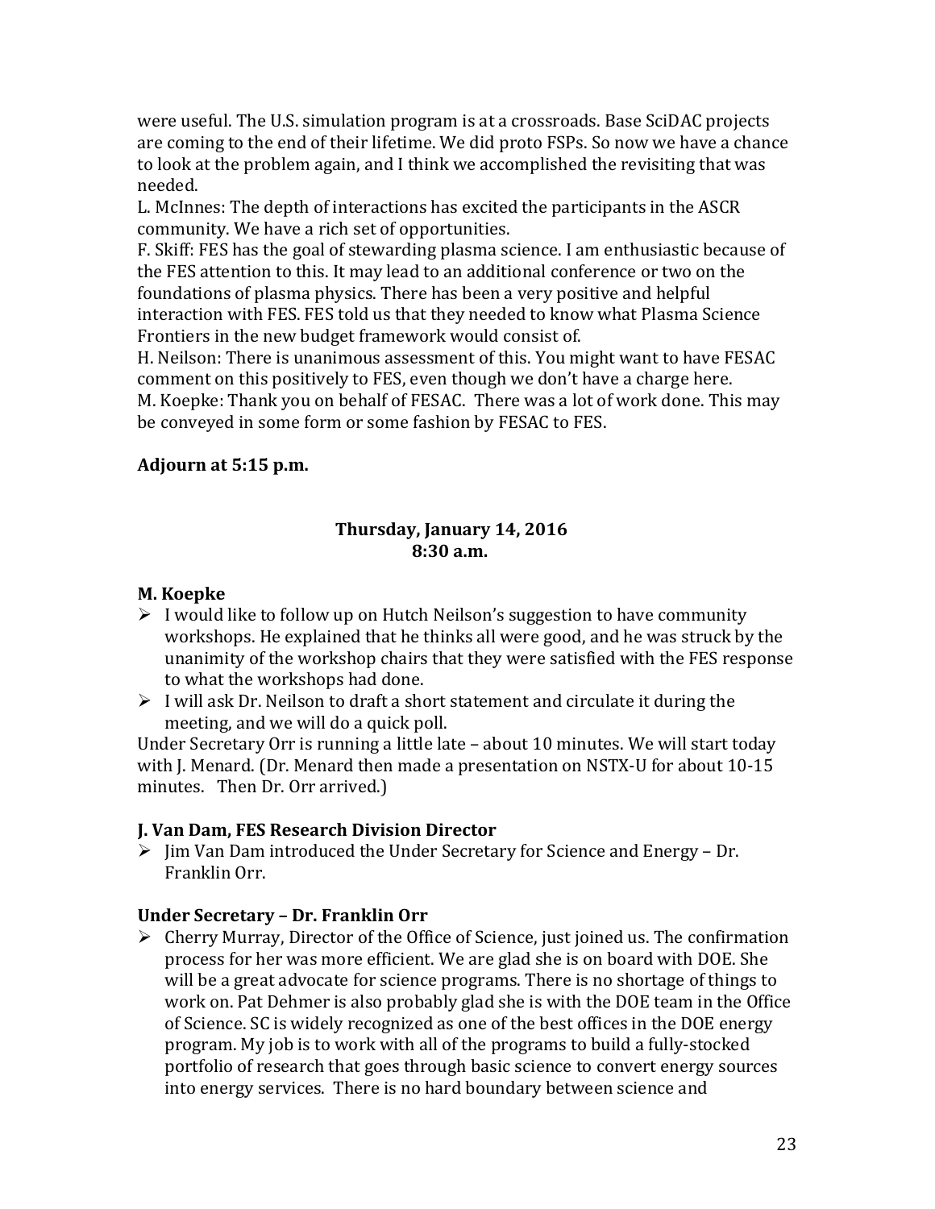were useful. The U.S. simulation program is at a crossroads. Base SciDAC projects are coming to the end of their lifetime. We did proto FSPs. So now we have a chance to look at the problem again, and I think we accomplished the revisiting that was needed.

L. McInnes: The depth of interactions has excited the participants in the ASCR community. We have a rich set of opportunities.

F. Skiff: FES has the goal of stewarding plasma science. I am enthusiastic because of the FES attention to this. It may lead to an additional conference or two on the foundations of plasma physics. There has been a very positive and helpful interaction with FES. FES told us that they needed to know what Plasma Science Frontiers in the new budget framework would consist of.

H. Neilson: There is unanimous assessment of this. You might want to have FESAC comment on this positively to FES, even though we don't have a charge here.

M. Koepke: Thank you on behalf of FESAC. There was a lot of work done. This may be conveyed in some form or some fashion by FESAC to FES.

**Adjourn at 5:15 p.m.**

**Thursday, January 14, 2016**
**8:30 a.m.**

**M. Koepke**

- I would like to follow up on Hutch Neilson's suggestion to have community workshops. He explained that he thinks all were good, and he was struck by the unanimity of the workshop chairs that they were satisfied with the FES response to what the workshops had done.
- I will ask Dr. Neilson to draft a short statement and circulate it during the meeting, and we will do a quick poll.

Under Secretary Orr is running a little late – about 10 minutes. We will start today with J. Menard. (Dr. Menard then made a presentation on NSTX-U for about 10-15 minutes. Then Dr. Orr arrived.)

**J. Van Dam, FES Research Division Director**

- Jim Van Dam introduced the Under Secretary for Science and Energy – Dr. Franklin Orr.

**Under Secretary – Dr. Franklin Orr**

- Cherry Murray, Director of the Office of Science, just joined us. The confirmation process for her was more efficient. We are glad she is on board with DOE. She will be a great advocate for science programs. There is no shortage of things to work on. Pat Dehmer is also probably glad she is with the DOE team in the Office of Science. SC is widely recognized as one of the best offices in the DOE energy program. My job is to work with all of the programs to build a fully-stocked portfolio of research that goes through basic science to convert energy sources into energy services. There is no hard boundary between science and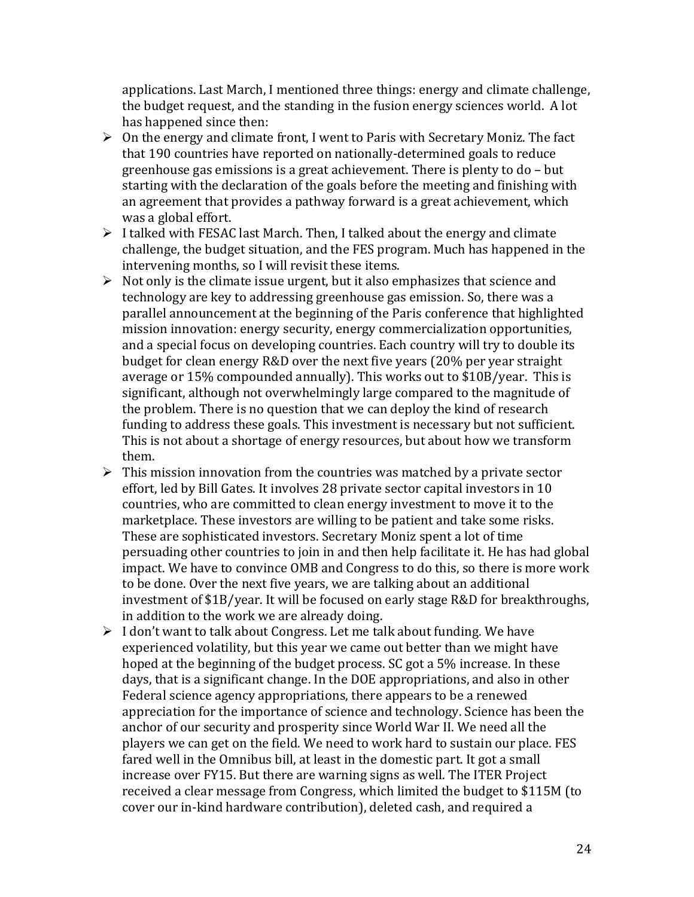applications. Last March, I mentioned three things: energy and climate challenge, the budget request, and the standing in the fusion energy sciences world. A lot has happened since then:

- On the energy and climate front, I went to Paris with Secretary Moniz. The fact that 190 countries have reported on nationally-determined goals to reduce greenhouse gas emissions is a great achievement. There is plenty to do – but starting with the declaration of the goals before the meeting and finishing with an agreement that provides a pathway forward is a great achievement, which was a global effort.
- I talked with FESAC last March. Then, I talked about the energy and climate challenge, the budget situation, and the FES program. Much has happened in the intervening months, so I will revisit these items.
- Not only is the climate issue urgent, but it also emphasizes that science and technology are key to addressing greenhouse gas emission. So, there was a parallel announcement at the beginning of the Paris conference that highlighted mission innovation: energy security, energy commercialization opportunities, and a special focus on developing countries. Each country will try to double its budget for clean energy R&D over the next five years (20% per year straight average or 15% compounded annually). This works out to \$10B/year. This is significant, although not overwhelmingly large compared to the magnitude of the problem. There is no question that we can deploy the kind of research funding to address these goals. This investment is necessary but not sufficient. This is not about a shortage of energy resources, but about how we transform them.
- This mission innovation from the countries was matched by a private sector effort, led by Bill Gates. It involves 28 private sector capital investors in 10 countries, who are committed to clean energy investment to move it to the marketplace. These investors are willing to be patient and take some risks. These are sophisticated investors. Secretary Moniz spent a lot of time persuading other countries to join in and then help facilitate it. He has had global impact. We have to convince OMB and Congress to do this, so there is more work to be done. Over the next five years, we are talking about an additional investment of \$1B/year. It will be focused on early stage R&D for breakthroughs, in addition to the work we are already doing.
- I don't want to talk about Congress. Let me talk about funding. We have experienced volatility, but this year we came out better than we might have hoped at the beginning of the budget process. SC got a 5% increase. In these days, that is a significant change. In the DOE appropriations, and also in other Federal science agency appropriations, there appears to be a renewed appreciation for the importance of science and technology. Science has been the anchor of our security and prosperity since World War II. We need all the players we can get on the field. We need to work hard to sustain our place. FES fared well in the Omnibus bill, at least in the domestic part. It got a small increase over FY15. But there are warning signs as well. The ITER Project received a clear message from Congress, which limited the budget to \$115M (to cover our in-kind hardware contribution), deleted cash, and required a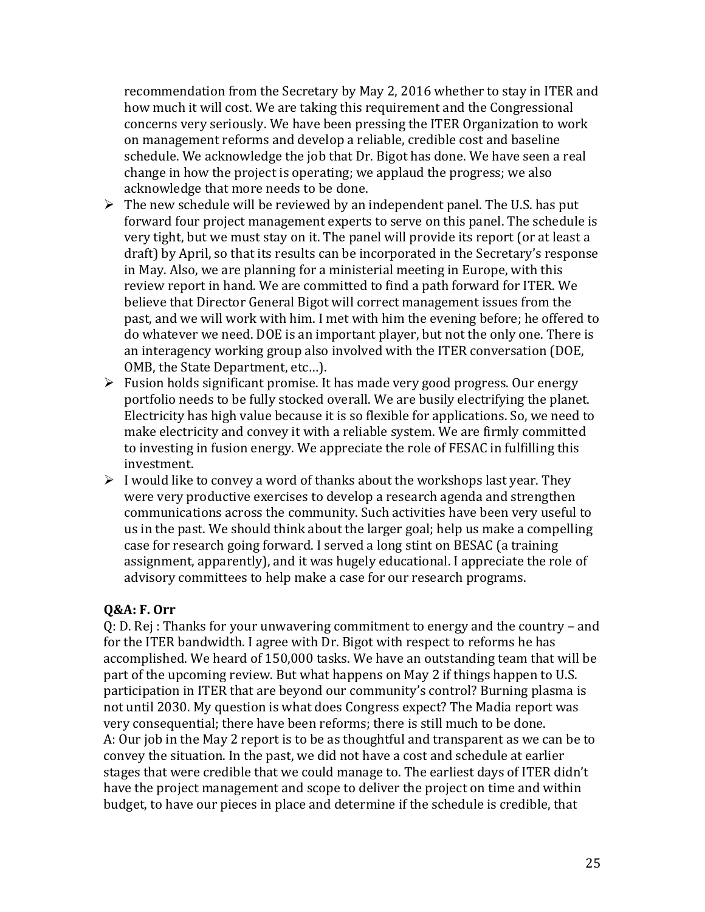recommendation from the Secretary by May 2, 2016 whether to stay in ITER and how much it will cost. We are taking this requirement and the Congressional concerns very seriously. We have been pressing the ITER Organization to work on management reforms and develop a reliable, credible cost and baseline schedule. We acknowledge the job that Dr. Bigot has done. We have seen a real change in how the project is operating; we applaud the progress; we also acknowledge that more needs to be done.

- The new schedule will be reviewed by an independent panel. The U.S. has put forward four project management experts to serve on this panel. The schedule is very tight, but we must stay on it. The panel will provide its report (or at least a draft) by April, so that its results can be incorporated in the Secretary's response in May. Also, we are planning for a ministerial meeting in Europe, with this review report in hand. We are committed to find a path forward for ITER. We believe that Director General Bigot will correct management issues from the past, and we will work with him. I met with him the evening before; he offered to do whatever we need. DOE is an important player, but not the only one. There is an interagency working group also involved with the ITER conversation (DOE, OMB, the State Department, etc…).
- Fusion holds significant promise. It has made very good progress. Our energy portfolio needs to be fully stocked overall. We are busily electrifying the planet. Electricity has high value because it is so flexible for applications. So, we need to make electricity and convey it with a reliable system. We are firmly committed to investing in fusion energy. We appreciate the role of FESAC in fulfilling this investment.
- I would like to convey a word of thanks about the workshops last year. They were very productive exercises to develop a research agenda and strengthen communications across the community. Such activities have been very useful to us in the past. We should think about the larger goal; help us make a compelling case for research going forward. I served a long stint on BESAC (a training assignment, apparently), and it was hugely educational. I appreciate the role of advisory committees to help make a case for our research programs.

**Q&A: F. Orr**

Q: D. Rej : Thanks for your unwavering commitment to energy and the country – and for the ITER bandwidth. I agree with Dr. Bigot with respect to reforms he has accomplished. We heard of 150,000 tasks. We have an outstanding team that will be part of the upcoming review. But what happens on May 2 if things happen to U.S. participation in ITER that are beyond our community's control? Burning plasma is not until 2030. My question is what does Congress expect? The Madia report was very consequential; there have been reforms; there is still much to be done.

A: Our job in the May 2 report is to be as thoughtful and transparent as we can be to convey the situation. In the past, we did not have a cost and schedule at earlier stages that were credible that we could manage to. The earliest days of ITER didn't have the project management and scope to deliver the project on time and within budget, to have our pieces in place and determine if the schedule is credible, that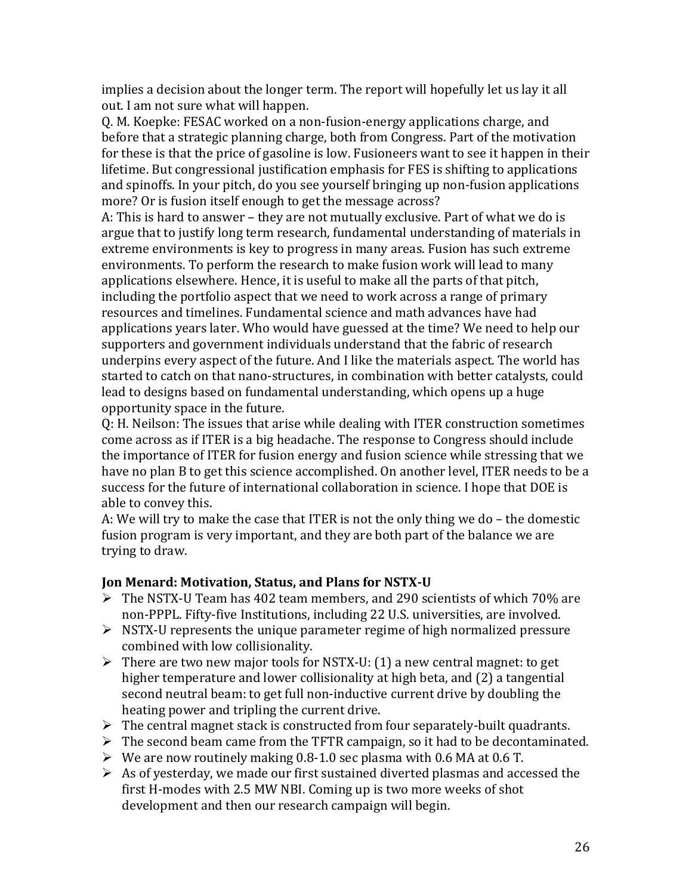implies a decision about the longer term. The report will hopefully let us lay it all out. I am not sure what will happen.

Q. M. Koepke: FESAC worked on a non-fusion-energy applications charge, and before that a strategic planning charge, both from Congress. Part of the motivation for these is that the price of gasoline is low. Fusioneers want to see it happen in their lifetime. But congressional justification emphasis for FES is shifting to applications and spinoffs. In your pitch, do you see yourself bringing up non-fusion applications more? Or is fusion itself enough to get the message across?

A: This is hard to answer – they are not mutually exclusive. Part of what we do is argue that to justify long term research, fundamental understanding of materials in extreme environments is key to progress in many areas. Fusion has such extreme environments. To perform the research to make fusion work will lead to many applications elsewhere. Hence, it is useful to make all the parts of that pitch, including the portfolio aspect that we need to work across a range of primary resources and timelines. Fundamental science and math advances have had applications years later. Who would have guessed at the time? We need to help our supporters and government individuals understand that the fabric of research underpins every aspect of the future. And I like the materials aspect. The world has started to catch on that nano-structures, in combination with better catalysts, could lead to designs based on fundamental understanding, which opens up a huge opportunity space in the future.

Q: H. Neilson: The issues that arise while dealing with ITER construction sometimes come across as if ITER is a big headache. The response to Congress should include the importance of ITER for fusion energy and fusion science while stressing that we have no plan B to get this science accomplished. On another level, ITER needs to be a success for the future of international collaboration in science. I hope that DOE is able to convey this.

A: We will try to make the case that ITER is not the only thing we do – the domestic fusion program is very important, and they are both part of the balance we are trying to draw.

**Jon Menard: Motivation, Status, and Plans for NSTX-U**

- The NSTX-U Team has 402 team members, and 290 scientists of which 70% are non-PPPL. Fifty-five Institutions, including 22 U.S. universities, are involved.
- NSTX-U represents the unique parameter regime of high normalized pressure combined with low collisionality.
- There are two new major tools for NSTX-U: (1) a new central magnet: to get higher temperature and lower collisionality at high beta, and (2) a tangential second neutral beam: to get full non-inductive current drive by doubling the heating power and tripling the current drive.
- The central magnet stack is constructed from four separately-built quadrants.
- The second beam came from the TFTR campaign, so it had to be decontaminated.
- We are now routinely making 0.8-1.0 sec plasma with 0.6 MA at 0.6 T.
- As of yesterday, we made our first sustained diverted plasmas and accessed the first H-modes with 2.5 MW NBI. Coming up is two more weeks of shot development and then our research campaign will begin.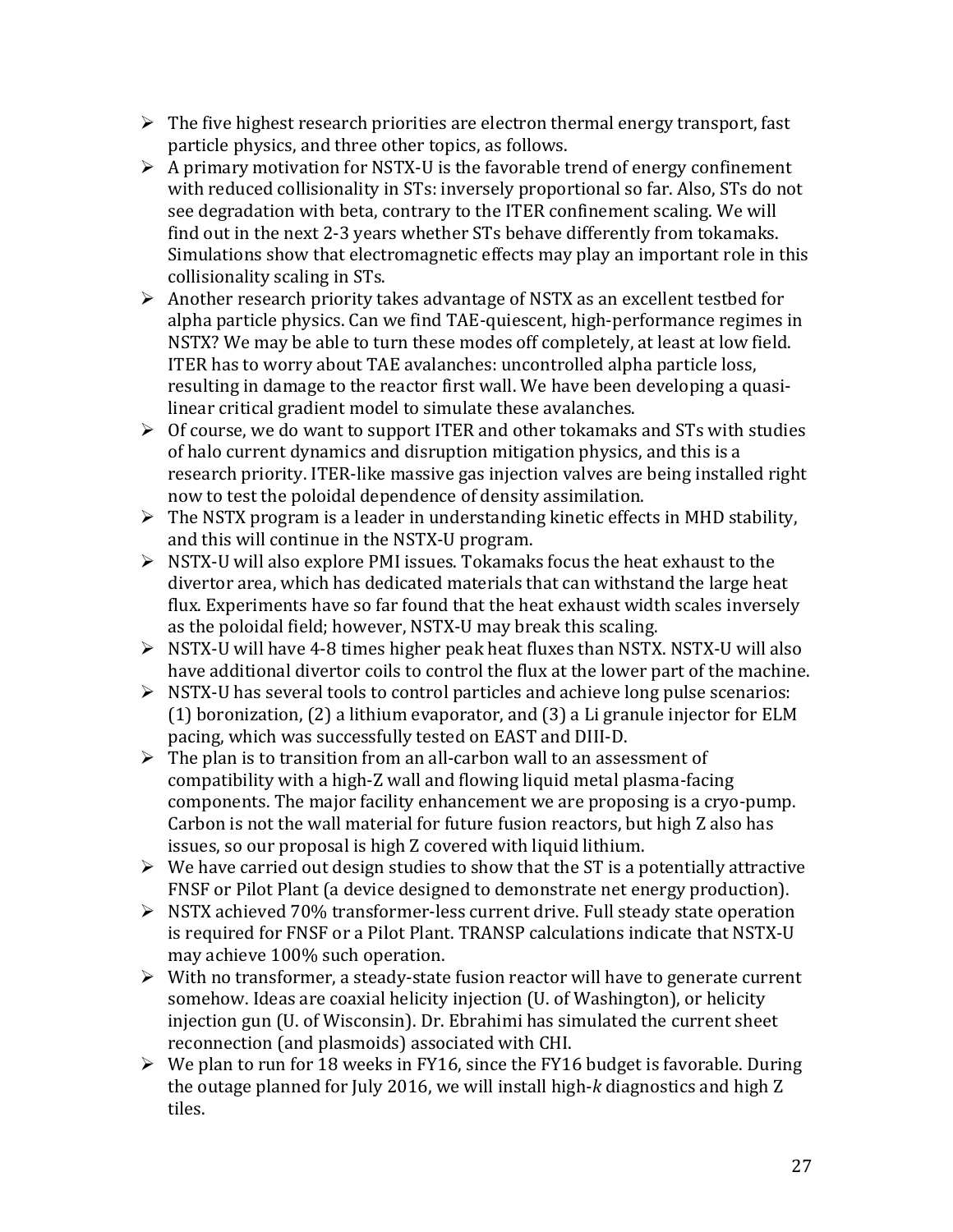- The five highest research priorities are electron thermal energy transport, fast particle physics, and three other topics, as follows.
- A primary motivation for NSTX-U is the favorable trend of energy confinement with reduced collisionality in STs: inversely proportional so far. Also, STs do not see degradation with beta, contrary to the ITER confinement scaling. We will find out in the next 2-3 years whether STs behave differently from tokamaks. Simulations show that electromagnetic effects may play an important role in this collisionality scaling in STs.
- Another research priority takes advantage of NSTX as an excellent testbed for alpha particle physics. Can we find TAE-quiescent, high-performance regimes in NSTX? We may be able to turn these modes off completely, at least at low field. ITER has to worry about TAE avalanches: uncontrolled alpha particle loss, resulting in damage to the reactor first wall. We have been developing a quasi-linear critical gradient model to simulate these avalanches.
- Of course, we do want to support ITER and other tokamaks and STs with studies of halo current dynamics and disruption mitigation physics, and this is a research priority. ITER-like massive gas injection valves are being installed right now to test the poloidal dependence of density assimilation.
- The NSTX program is a leader in understanding kinetic effects in MHD stability, and this will continue in the NSTX-U program.
- NSTX-U will also explore PMI issues. Tokamaks focus the heat exhaust to the divertor area, which has dedicated materials that can withstand the large heat flux. Experiments have so far found that the heat exhaust width scales inversely as the poloidal field; however, NSTX-U may break this scaling.
- NSTX-U will have 4-8 times higher peak heat fluxes than NSTX. NSTX-U will also have additional divertor coils to control the flux at the lower part of the machine.
- NSTX-U has several tools to control particles and achieve long pulse scenarios: (1) boronization, (2) a lithium evaporator, and (3) a Li granule injector for ELM pacing, which was successfully tested on EAST and DIII-D.
- The plan is to transition from an all-carbon wall to an assessment of compatibility with a high-Z wall and flowing liquid metal plasma-facing components. The major facility enhancement we are proposing is a cryo-pump. Carbon is not the wall material for future fusion reactors, but high Z also has issues, so our proposal is high Z covered with liquid lithium.
- We have carried out design studies to show that the ST is a potentially attractive FNSF or Pilot Plant (a device designed to demonstrate net energy production).
- NSTX achieved 70% transformer-less current drive. Full steady state operation is required for FNSF or a Pilot Plant. TRANSP calculations indicate that NSTX-U may achieve 100% such operation.
- With no transformer, a steady-state fusion reactor will have to generate current somehow. Ideas are coaxial helicity injection (U. of Washington), or helicity injection gun (U. of Wisconsin). Dr. Ebrahimi has simulated the current sheet reconnection (and plasmoids) associated with CHI.
- We plan to run for 18 weeks in FY16, since the FY16 budget is favorable. During the outage planned for July 2016, we will install high-*k* diagnostics and high Z tiles.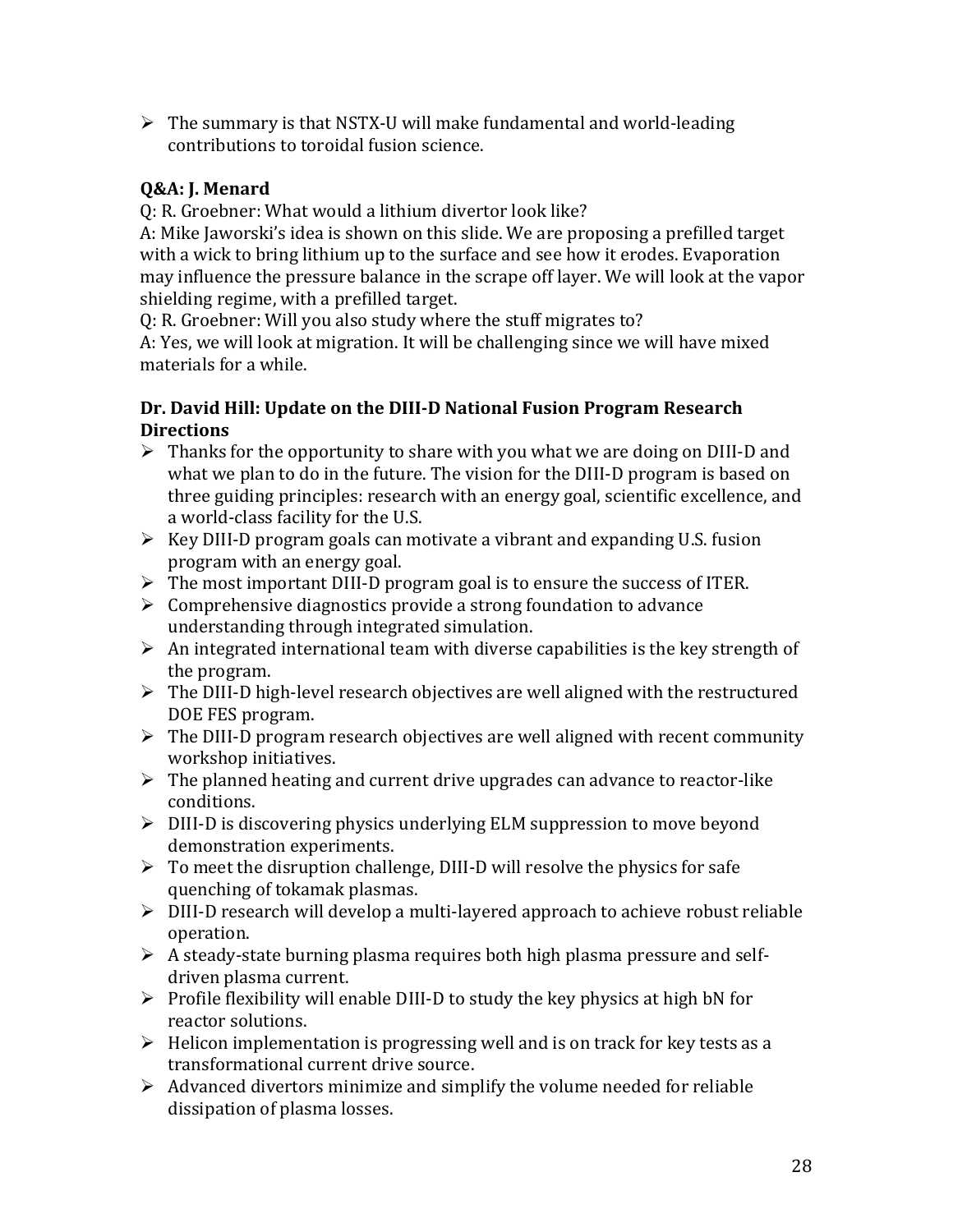- The summary is that NSTX-U will make fundamental and world-leading contributions to toroidal fusion science.

**Q&A: J. Menard**

Q: R. Groebner: What would a lithium divertor look like?

A: Mike Jaworski's idea is shown on this slide. We are proposing a prefilled target with a wick to bring lithium up to the surface and see how it erodes. Evaporation may influence the pressure balance in the scrape off layer. We will look at the vapor shielding regime, with a prefilled target.

Q: R. Groebner: Will you also study where the stuff migrates to?

A: Yes, we will look at migration. It will be challenging since we will have mixed materials for a while.

**Dr. David Hill: Update on the DIII-D National Fusion Program Research Directions**

- Thanks for the opportunity to share with you what we are doing on DIII-D and what we plan to do in the future. The vision for the DIII-D program is based on three guiding principles: research with an energy goal, scientific excellence, and a world-class facility for the U.S.
- Key DIII-D program goals can motivate a vibrant and expanding U.S. fusion program with an energy goal.
- The most important DIII-D program goal is to ensure the success of ITER.
- Comprehensive diagnostics provide a strong foundation to advance understanding through integrated simulation.
- An integrated international team with diverse capabilities is the key strength of the program.
- The DIII-D high-level research objectives are well aligned with the restructured DOE FES program.
- The DIII-D program research objectives are well aligned with recent community workshop initiatives.
- The planned heating and current drive upgrades can advance to reactor-like conditions.
- DIII-D is discovering physics underlying ELM suppression to move beyond demonstration experiments.
- To meet the disruption challenge, DIII-D will resolve the physics for safe quenching of tokamak plasmas.
- DIII-D research will develop a multi-layered approach to achieve robust reliable operation.
- A steady-state burning plasma requires both high plasma pressure and self-driven plasma current.
- Profile flexibility will enable DIII-D to study the key physics at high bN for reactor solutions.
- Helicon implementation is progressing well and is on track for key tests as a transformational current drive source.
- Advanced divertors minimize and simplify the volume needed for reliable dissipation of plasma losses.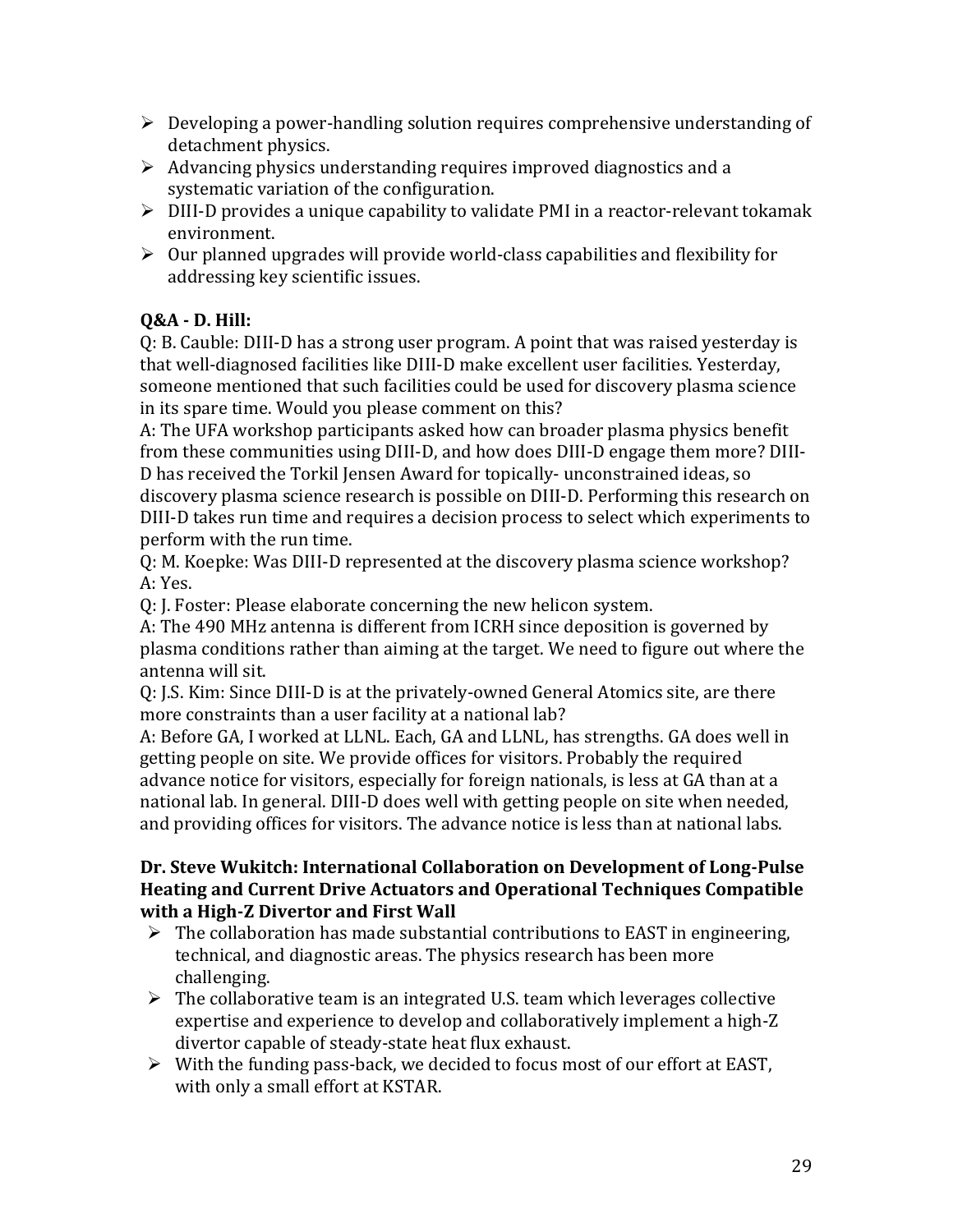- Developing a power-handling solution requires comprehensive understanding of detachment physics.
- Advancing physics understanding requires improved diagnostics and a systematic variation of the configuration.
- DIII-D provides a unique capability to validate PMI in a reactor-relevant tokamak environment.
- Our planned upgrades will provide world-class capabilities and flexibility for addressing key scientific issues.

**Q&A - D. Hill:**

Q: B. Cauble: DIII-D has a strong user program. A point that was raised yesterday is that well-diagnosed facilities like DIII-D make excellent user facilities. Yesterday, someone mentioned that such facilities could be used for discovery plasma science in its spare time. Would you please comment on this?

A: The UFA workshop participants asked how can broader plasma physics benefit from these communities using DIII-D, and how does DIII-D engage them more? DIII-D has received the Torkil Jensen Award for topically- unconstrained ideas, so discovery plasma science research is possible on DIII-D. Performing this research on DIII-D takes run time and requires a decision process to select which experiments to perform with the run time.

Q: M. Koepke: Was DIII-D represented at the discovery plasma science workshop?

A: Yes.

Q: J. Foster: Please elaborate concerning the new helicon system.

A: The 490 MHz antenna is different from ICRH since deposition is governed by plasma conditions rather than aiming at the target. We need to figure out where the antenna will sit.

Q: J.S. Kim: Since DIII-D is at the privately-owned General Atomics site, are there more constraints than a user facility at a national lab?

A: Before GA, I worked at LLNL. Each, GA and LLNL, has strengths. GA does well in getting people on site. We provide offices for visitors. Probably the required advance notice for visitors, especially for foreign nationals, is less at GA than at a national lab. In general. DIII-D does well with getting people on site when needed, and providing offices for visitors. The advance notice is less than at national labs.

**Dr. Steve Wukitch: International Collaboration on Development of Long-Pulse Heating and Current Drive Actuators and Operational Techniques Compatible with a High-Z Divertor and First Wall**

- The collaboration has made substantial contributions to EAST in engineering, technical, and diagnostic areas. The physics research has been more challenging.
- The collaborative team is an integrated U.S. team which leverages collective expertise and experience to develop and collaboratively implement a high-Z divertor capable of steady-state heat flux exhaust.
- With the funding pass-back, we decided to focus most of our effort at EAST, with only a small effort at KSTAR.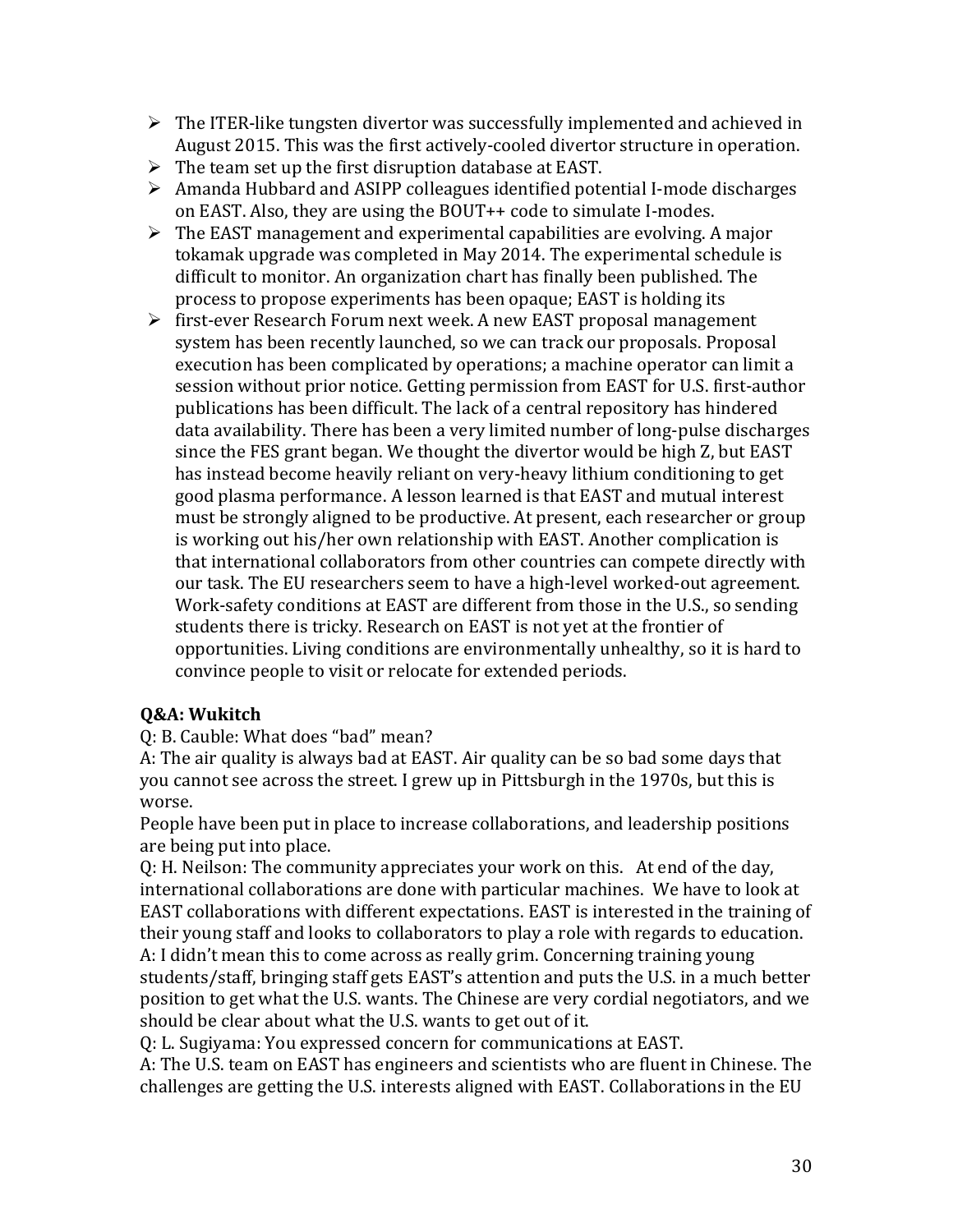- The ITER-like tungsten divertor was successfully implemented and achieved in August 2015. This was the first actively-cooled divertor structure in operation.
- The team set up the first disruption database at EAST.
- Amanda Hubbard and ASIPP colleagues identified potential I-mode discharges on EAST. Also, they are using the BOUT++ code to simulate I-modes.
- The EAST management and experimental capabilities are evolving. A major tokamak upgrade was completed in May 2014. The experimental schedule is difficult to monitor. An organization chart has finally been published. The process to propose experiments has been opaque; EAST is holding its
- first-ever Research Forum next week. A new EAST proposal management system has been recently launched, so we can track our proposals. Proposal execution has been complicated by operations; a machine operator can limit a session without prior notice. Getting permission from EAST for U.S. first-author publications has been difficult. The lack of a central repository has hindered data availability. There has been a very limited number of long-pulse discharges since the FES grant began. We thought the divertor would be high Z, but EAST has instead become heavily reliant on very-heavy lithium conditioning to get good plasma performance. A lesson learned is that EAST and mutual interest must be strongly aligned to be productive. At present, each researcher or group is working out his/her own relationship with EAST. Another complication is that international collaborators from other countries can compete directly with our task. The EU researchers seem to have a high-level worked-out agreement. Work-safety conditions at EAST are different from those in the U.S., so sending students there is tricky. Research on EAST is not yet at the frontier of opportunities. Living conditions are environmentally unhealthy, so it is hard to convince people to visit or relocate for extended periods.

**Q&A: Wukitch**

Q: B. Cauble: What does "bad" mean?

A: The air quality is always bad at EAST. Air quality can be so bad some days that you cannot see across the street. I grew up in Pittsburgh in the 1970s, but this is worse.

People have been put in place to increase collaborations, and leadership positions are being put into place.

Q: H. Neilson: The community appreciates your work on this. At end of the day, international collaborations are done with particular machines. We have to look at EAST collaborations with different expectations. EAST is interested in the training of their young staff and looks to collaborators to play a role with regards to education.

A: I didn't mean this to come across as really grim. Concerning training young students/staff, bringing staff gets EAST's attention and puts the U.S. in a much better position to get what the U.S. wants. The Chinese are very cordial negotiators, and we should be clear about what the U.S. wants to get out of it.

Q: L. Sugiyama: You expressed concern for communications at EAST.

A: The U.S. team on EAST has engineers and scientists who are fluent in Chinese. The challenges are getting the U.S. interests aligned with EAST. Collaborations in the EU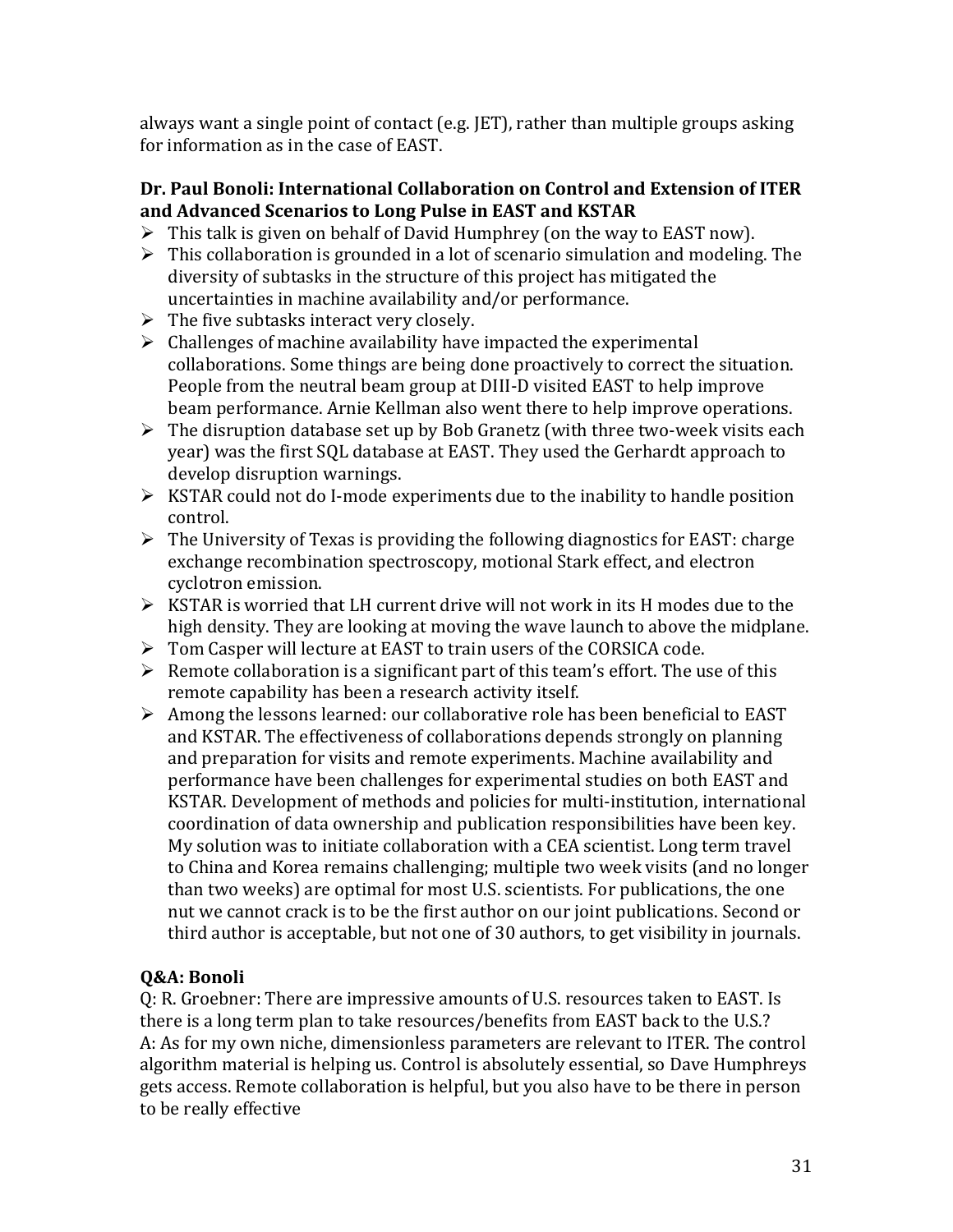always want a single point of contact (e.g. JET), rather than multiple groups asking for information as in the case of EAST.

**Dr. Paul Bonoli: International Collaboration on Control and Extension of ITER and Advanced Scenarios to Long Pulse in EAST and KSTAR**

- This talk is given on behalf of David Humphrey (on the way to EAST now).
- This collaboration is grounded in a lot of scenario simulation and modeling. The diversity of subtasks in the structure of this project has mitigated the uncertainties in machine availability and/or performance.
- The five subtasks interact very closely.
- Challenges of machine availability have impacted the experimental collaborations. Some things are being done proactively to correct the situation. People from the neutral beam group at DIII-D visited EAST to help improve beam performance. Arnie Kellman also went there to help improve operations.
- The disruption database set up by Bob Granetz (with three two-week visits each year) was the first SQL database at EAST. They used the Gerhardt approach to develop disruption warnings.
- KSTAR could not do I-mode experiments due to the inability to handle position control.
- The University of Texas is providing the following diagnostics for EAST: charge exchange recombination spectroscopy, motional Stark effect, and electron cyclotron emission.
- KSTAR is worried that LH current drive will not work in its H modes due to the high density. They are looking at moving the wave launch to above the midplane.
- Tom Casper will lecture at EAST to train users of the CORSICA code.
- Remote collaboration is a significant part of this team's effort. The use of this remote capability has been a research activity itself.
- Among the lessons learned: our collaborative role has been beneficial to EAST and KSTAR. The effectiveness of collaborations depends strongly on planning and preparation for visits and remote experiments. Machine availability and performance have been challenges for experimental studies on both EAST and KSTAR. Development of methods and policies for multi-institution, international coordination of data ownership and publication responsibilities have been key. My solution was to initiate collaboration with a CEA scientist. Long term travel to China and Korea remains challenging; multiple two week visits (and no longer than two weeks) are optimal for most U.S. scientists. For publications, the one nut we cannot crack is to be the first author on our joint publications. Second or third author is acceptable, but not one of 30 authors, to get visibility in journals.

**Q&A: Bonoli**

Q: R. Groebner: There are impressive amounts of U.S. resources taken to EAST. Is there is a long term plan to take resources/benefits from EAST back to the U.S.?
A: As for my own niche, dimensionless parameters are relevant to ITER. The control algorithm material is helping us. Control is absolutely essential, so Dave Humphreys gets access. Remote collaboration is helpful, but you also have to be there in person to be really effective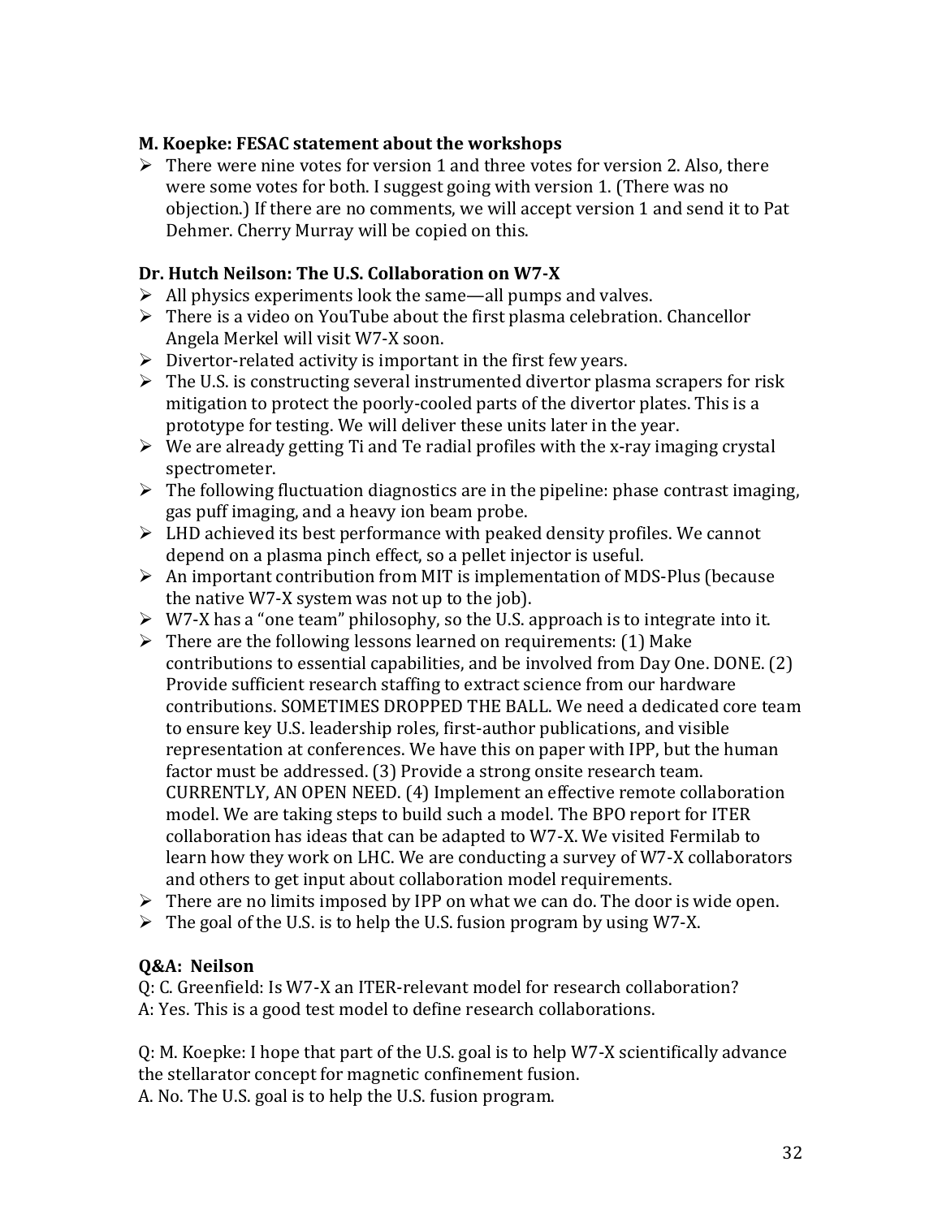**M. Koepke: FESAC statement about the workshops**

- There were nine votes for version 1 and three votes for version 2. Also, there were some votes for both. I suggest going with version 1. (There was no objection.) If there are no comments, we will accept version 1 and send it to Pat Dehmer. Cherry Murray will be copied on this.

**Dr. Hutch Neilson: The U.S. Collaboration on W7-X**

- All physics experiments look the same—all pumps and valves.
- There is a video on YouTube about the first plasma celebration. Chancellor Angela Merkel will visit W7-X soon.
- Divertor-related activity is important in the first few years.
- The U.S. is constructing several instrumented divertor plasma scrapers for risk mitigation to protect the poorly-cooled parts of the divertor plates. This is a prototype for testing. We will deliver these units later in the year.
- We are already getting Ti and Te radial profiles with the x-ray imaging crystal spectrometer.
- The following fluctuation diagnostics are in the pipeline: phase contrast imaging, gas puff imaging, and a heavy ion beam probe.
- LHD achieved its best performance with peaked density profiles. We cannot depend on a plasma pinch effect, so a pellet injector is useful.
- An important contribution from MIT is implementation of MDS-Plus (because the native W7-X system was not up to the job).
- W7-X has a "one team" philosophy, so the U.S. approach is to integrate into it.
- There are the following lessons learned on requirements: (1) Make contributions to essential capabilities, and be involved from Day One. DONE. (2) Provide sufficient research staffing to extract science from our hardware contributions. SOMETIMES DROPPED THE BALL. We need a dedicated core team to ensure key U.S. leadership roles, first-author publications, and visible representation at conferences. We have this on paper with IPP, but the human factor must be addressed. (3) Provide a strong onsite research team. CURRENTLY, AN OPEN NEED. (4) Implement an effective remote collaboration model. We are taking steps to build such a model. The BPO report for ITER collaboration has ideas that can be adapted to W7-X. We visited Fermilab to learn how they work on LHC. We are conducting a survey of W7-X collaborators and others to get input about collaboration model requirements.
- There are no limits imposed by IPP on what we can do. The door is wide open.
- The goal of the U.S. is to help the U.S. fusion program by using W7-X.

**Q&A: Neilson**

Q: C. Greenfield: Is W7-X an ITER-relevant model for research collaboration?
A: Yes. This is a good test model to define research collaborations.

Q: M. Koepke: I hope that part of the U.S. goal is to help W7-X scientifically advance the stellarator concept for magnetic confinement fusion.
A. No. The U.S. goal is to help the U.S. fusion program.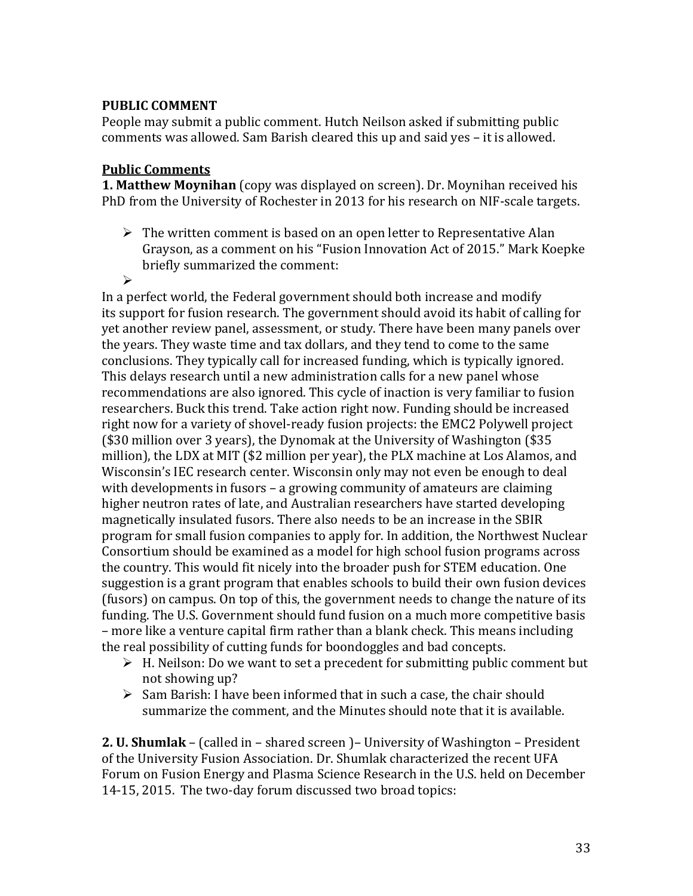**PUBLIC COMMENT**

People may submit a public comment. Hutch Neilson asked if submitting public comments was allowed. Sam Barish cleared this up and said yes – it is allowed.

**Public Comments**

**1. Matthew Moynihan** (copy was displayed on screen). Dr. Moynihan received his PhD from the University of Rochester in 2013 for his research on NIF-scale targets.

- The written comment is based on an open letter to Representative Alan Grayson, as a comment on his "Fusion Innovation Act of 2015." Mark Koepke briefly summarized the comment:
-

In a perfect world, the Federal government should both increase and modify its support for fusion research. The government should avoid its habit of calling for yet another review panel, assessment, or study. There have been many panels over the years. They waste time and tax dollars, and they tend to come to the same conclusions. They typically call for increased funding, which is typically ignored. This delays research until a new administration calls for a new panel whose recommendations are also ignored. This cycle of inaction is very familiar to fusion researchers. Buck this trend. Take action right now. Funding should be increased right now for a variety of shovel-ready fusion projects: the EMC2 Polywell project ($30 million over 3 years), the Dynomak at the University of Washington ($35 million), the LDX at MIT ($2 million per year), the PLX machine at Los Alamos, and Wisconsin's IEC research center. Wisconsin only may not even be enough to deal with developments in fusors – a growing community of amateurs are claiming higher neutron rates of late, and Australian researchers have started developing magnetically insulated fusors. There also needs to be an increase in the SBIR program for small fusion companies to apply for. In addition, the Northwest Nuclear Consortium should be examined as a model for high school fusion programs across the country. This would fit nicely into the broader push for STEM education. One suggestion is a grant program that enables schools to build their own fusion devices (fusors) on campus. On top of this, the government needs to change the nature of its funding. The U.S. Government should fund fusion on a much more competitive basis – more like a venture capital firm rather than a blank check. This means including the real possibility of cutting funds for boondoggles and bad concepts.

- H. Neilson: Do we want to set a precedent for submitting public comment but not showing up?
- Sam Barish: I have been informed that in such a case, the chair should summarize the comment, and the Minutes should note that it is available.

**2. U. Shumlak** – (called in – shared screen )– University of Washington – President of the University Fusion Association. Dr. Shumlak characterized the recent UFA Forum on Fusion Energy and Plasma Science Research in the U.S. held on December 14-15, 2015. The two-day forum discussed two broad topics: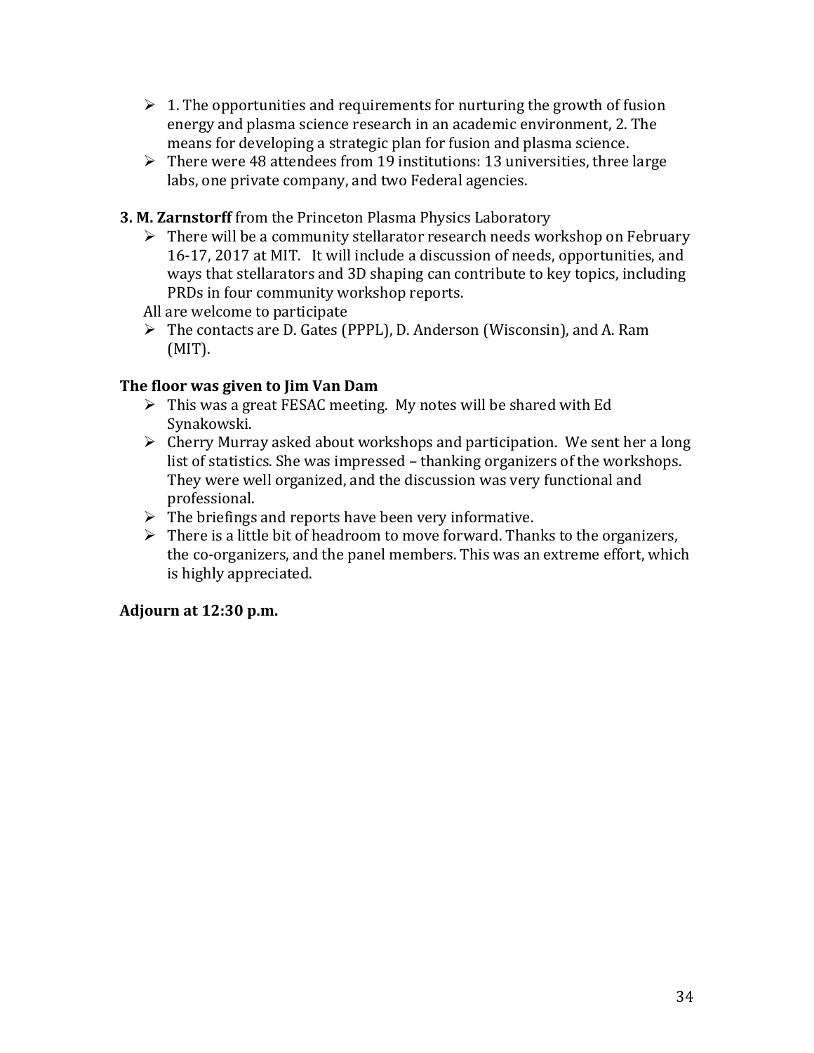- 1. The opportunities and requirements for nurturing the growth of fusion energy and plasma science research in an academic environment, 2. The means for developing a strategic plan for fusion and plasma science.
- There were 48 attendees from 19 institutions: 13 universities, three large labs, one private company, and two Federal agencies.

**3. M. Zarnstorff** from the Princeton Plasma Physics Laboratory

- There will be a community stellarator research needs workshop on February 16-17, 2017 at MIT. It will include a discussion of needs, opportunities, and ways that stellarators and 3D shaping can contribute to key topics, including PRDs in four community workshop reports.

All are welcome to participate

- The contacts are D. Gates (PPPL), D. Anderson (Wisconsin), and A. Ram (MIT).

**The floor was given to Jim Van Dam**

- This was a great FESAC meeting. My notes will be shared with Ed Synakowski.
- Cherry Murray asked about workshops and participation. We sent her a long list of statistics. She was impressed – thanking organizers of the workshops. They were well organized, and the discussion was very functional and professional.
- The briefings and reports have been very informative.
- There is a little bit of headroom to move forward. Thanks to the organizers, the co-organizers, and the panel members. This was an extreme effort, which is highly appreciated.

**Adjourn at 12:30 p.m.**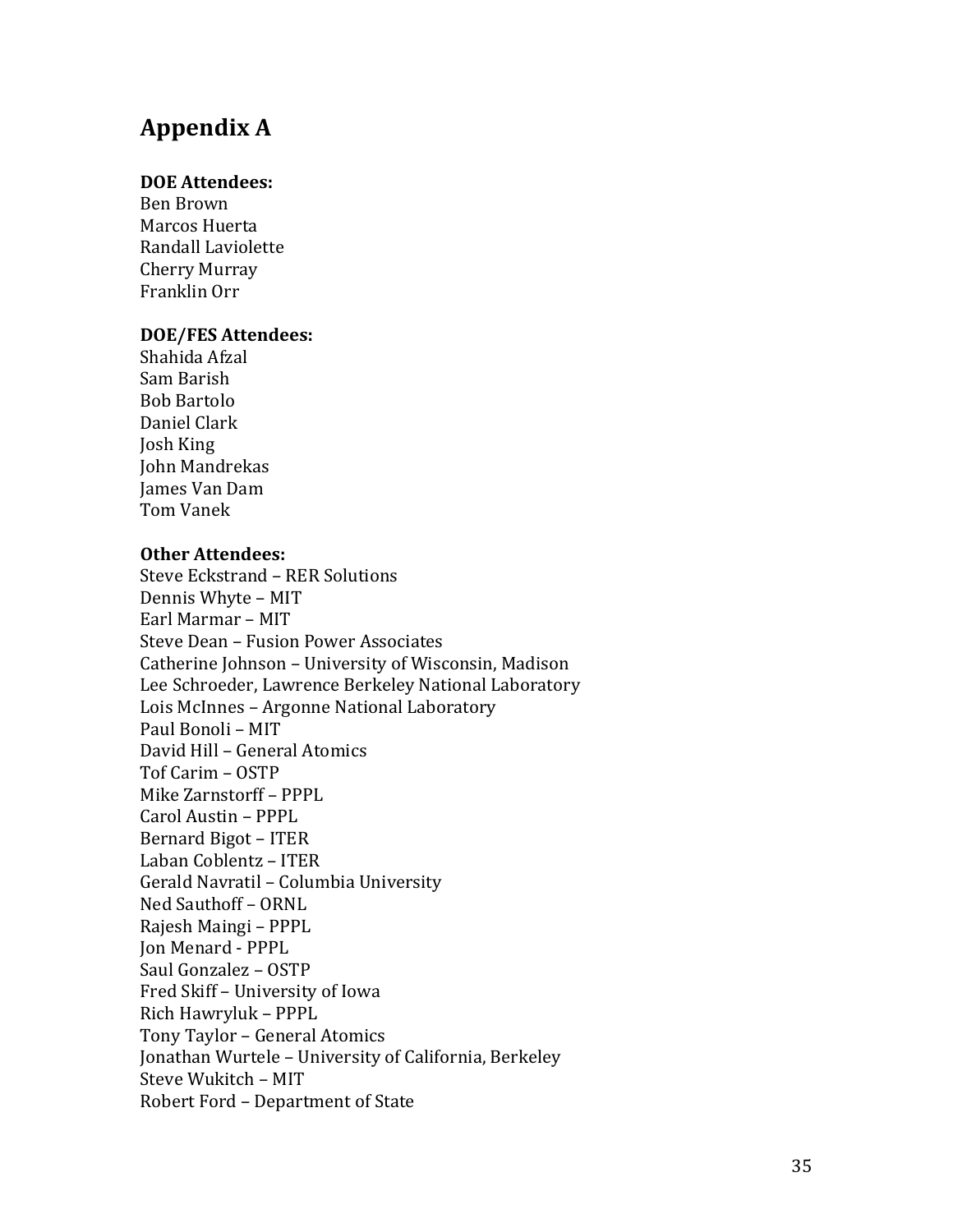# Appendix A

**DOE Attendees:**
Ben Brown
Marcos Huerta
Randall Laviolette
Cherry Murray
Franklin Orr

**DOE/FES Attendees:**
Shahida Afzal
Sam Barish
Bob Bartolo
Daniel Clark
Josh King
John Mandrekas
James Van Dam
Tom Vanek

**Other Attendees:**
Steve Eckstrand – RER Solutions
Dennis Whyte – MIT
Earl Marmar – MIT
Steve Dean – Fusion Power Associates
Catherine Johnson – University of Wisconsin, Madison
Lee Schroeder, Lawrence Berkeley National Laboratory
Lois McInnes – Argonne National Laboratory
Paul Bonoli – MIT
David Hill – General Atomics
Tof Carim – OSTP
Mike Zarnstorff – PPPL
Carol Austin – PPPL
Bernard Bigot – ITER
Laban Coblentz – ITER
Gerald Navratil – Columbia University
Ned Sauthoff – ORNL
Rajesh Maingi – PPPL
Jon Menard - PPPL
Saul Gonzalez – OSTP
Fred Skiff – University of Iowa
Rich Hawryluk – PPPL
Tony Taylor – General Atomics
Jonathan Wurtele – University of California, Berkeley
Steve Wukitch – MIT
Robert Ford – Department of State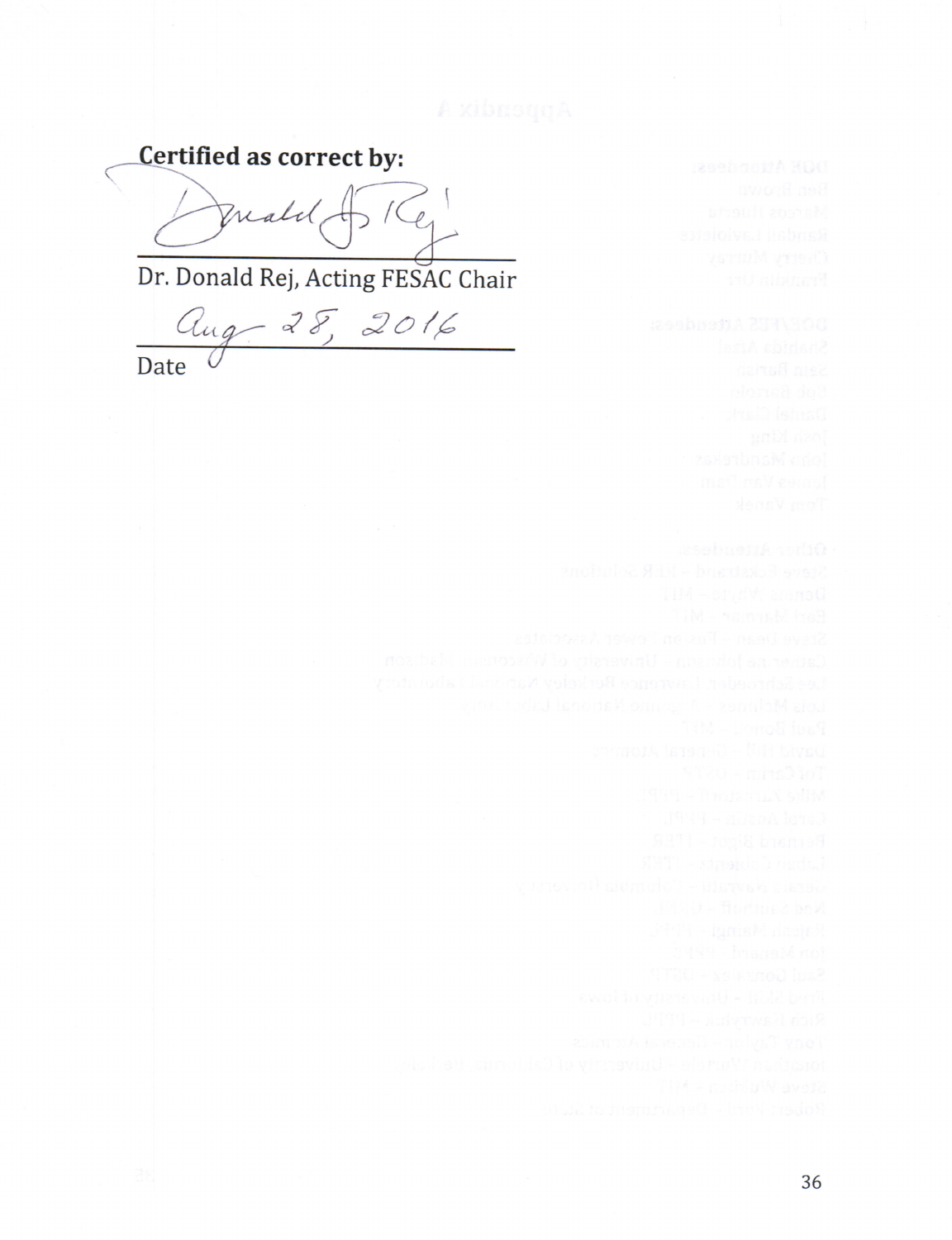**Certified as correct by:**

Dr. Donald Rej, Acting FESAC Chair

Aug 28, 2016

Date